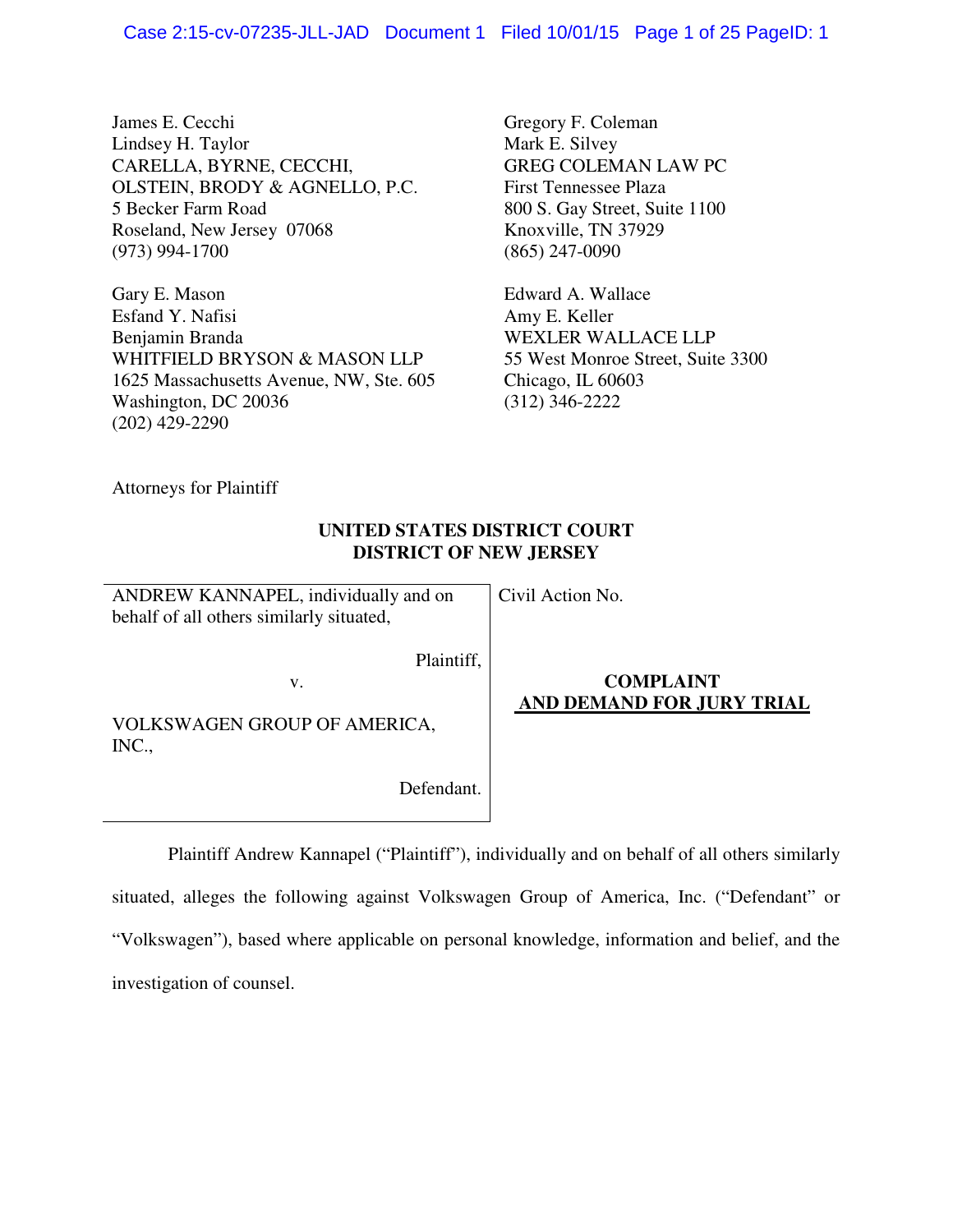James E. Cecchi
Lindsey H. Taylor
CARELLA, BYRNE, CECCHI,
OLSTEIN, BRODY & AGNELLO, P.C.
5 Becker Farm Road
Roseland, New Jersey 07068
(973) 994-1700

Gary E. Mason
Esfand Y. Nafisi
Benjamin Branda
WHITFIELD BRYSON & MASON LLP
1625 Massachusetts Avenue, NW, Ste. 605
Washington, DC 20036
(202) 429-2290

Gregory F. Coleman
Mark E. Silvey
GREG COLEMAN LAW PC
First Tennessee Plaza
800 S. Gay Street, Suite 1100
Knoxville, TN 37929
(865) 247-0090

Edward A. Wallace
Amy E. Keller
WEXLER WALLACE LLP
55 West Monroe Street, Suite 3300
Chicago, IL 60603
(312) 346-2222

Attorneys for Plaintiff

**UNITED STATES DISTRICT COURT**
**DISTRICT OF NEW JERSEY**

| | |
|---|---|
| ANDREW KANNAPEL, individually and on behalf of all others similarly situated,<br><br>Plaintiff,<br><br>v.<br><br>VOLKSWAGEN GROUP OF AMERICA, INC.,<br><br>Defendant. | Civil Action No.<br><br>**COMPLAINT AND DEMAND FOR JURY TRIAL** |

Plaintiff Andrew Kannapel ("Plaintiff"), individually and on behalf of all others similarly situated, alleges the following against Volkswagen Group of America, Inc. ("Defendant" or "Volkswagen"), based where applicable on personal knowledge, information and belief, and the investigation of counsel.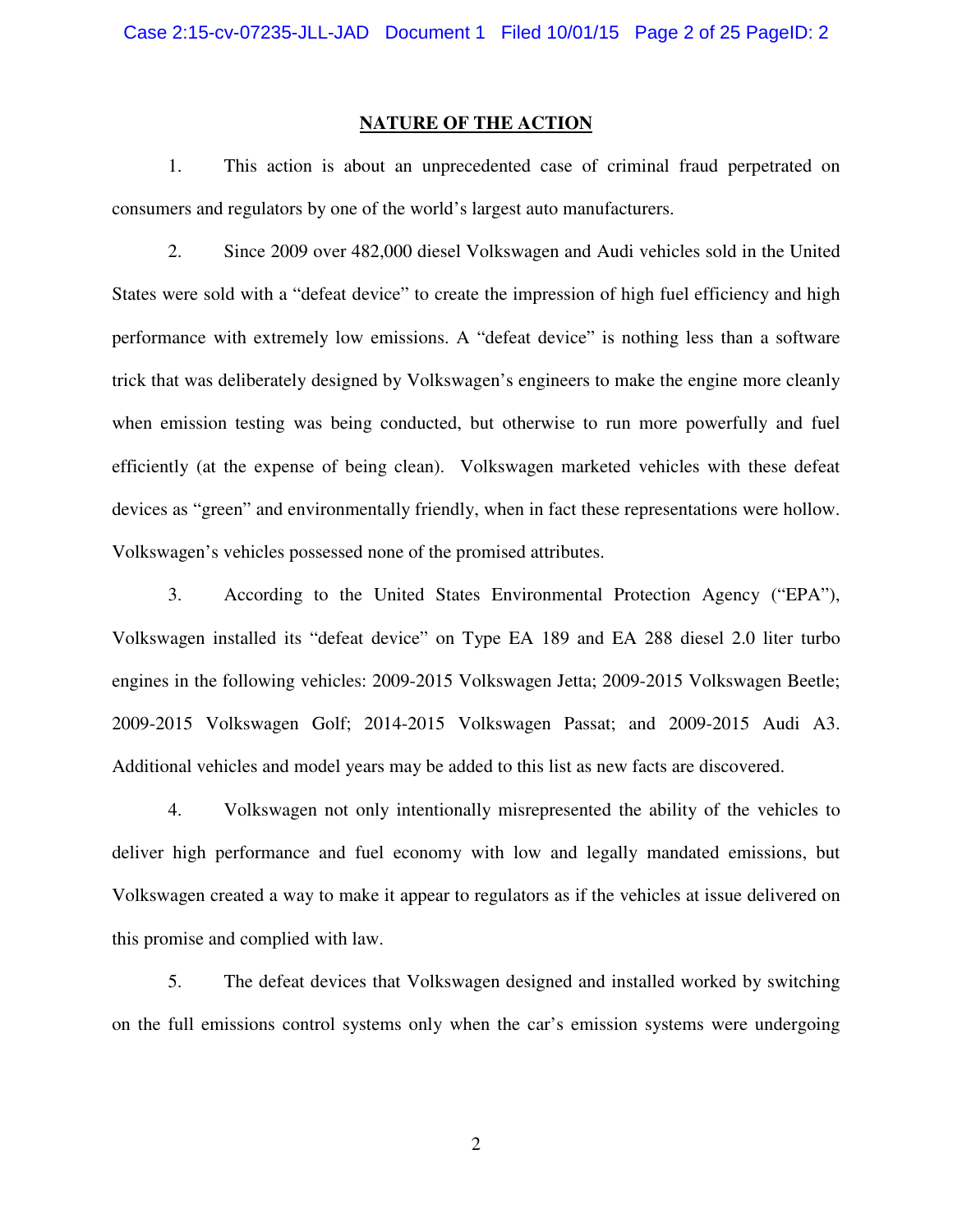## NATURE OF THE ACTION

1. This action is about an unprecedented case of criminal fraud perpetrated on consumers and regulators by one of the world's largest auto manufacturers.

2. Since 2009 over 482,000 diesel Volkswagen and Audi vehicles sold in the United States were sold with a "defeat device" to create the impression of high fuel efficiency and high performance with extremely low emissions. A "defeat device" is nothing less than a software trick that was deliberately designed by Volkswagen's engineers to make the engine more cleanly when emission testing was being conducted, but otherwise to run more powerfully and fuel efficiently (at the expense of being clean). Volkswagen marketed vehicles with these defeat devices as "green" and environmentally friendly, when in fact these representations were hollow. Volkswagen's vehicles possessed none of the promised attributes.

3. According to the United States Environmental Protection Agency ("EPA"), Volkswagen installed its "defeat device" on Type EA 189 and EA 288 diesel 2.0 liter turbo engines in the following vehicles: 2009-2015 Volkswagen Jetta; 2009-2015 Volkswagen Beetle; 2009-2015 Volkswagen Golf; 2014-2015 Volkswagen Passat; and 2009-2015 Audi A3. Additional vehicles and model years may be added to this list as new facts are discovered.

4. Volkswagen not only intentionally misrepresented the ability of the vehicles to deliver high performance and fuel economy with low and legally mandated emissions, but Volkswagen created a way to make it appear to regulators as if the vehicles at issue delivered on this promise and complied with law.

5. The defeat devices that Volkswagen designed and installed worked by switching on the full emissions control systems only when the car's emission systems were undergoing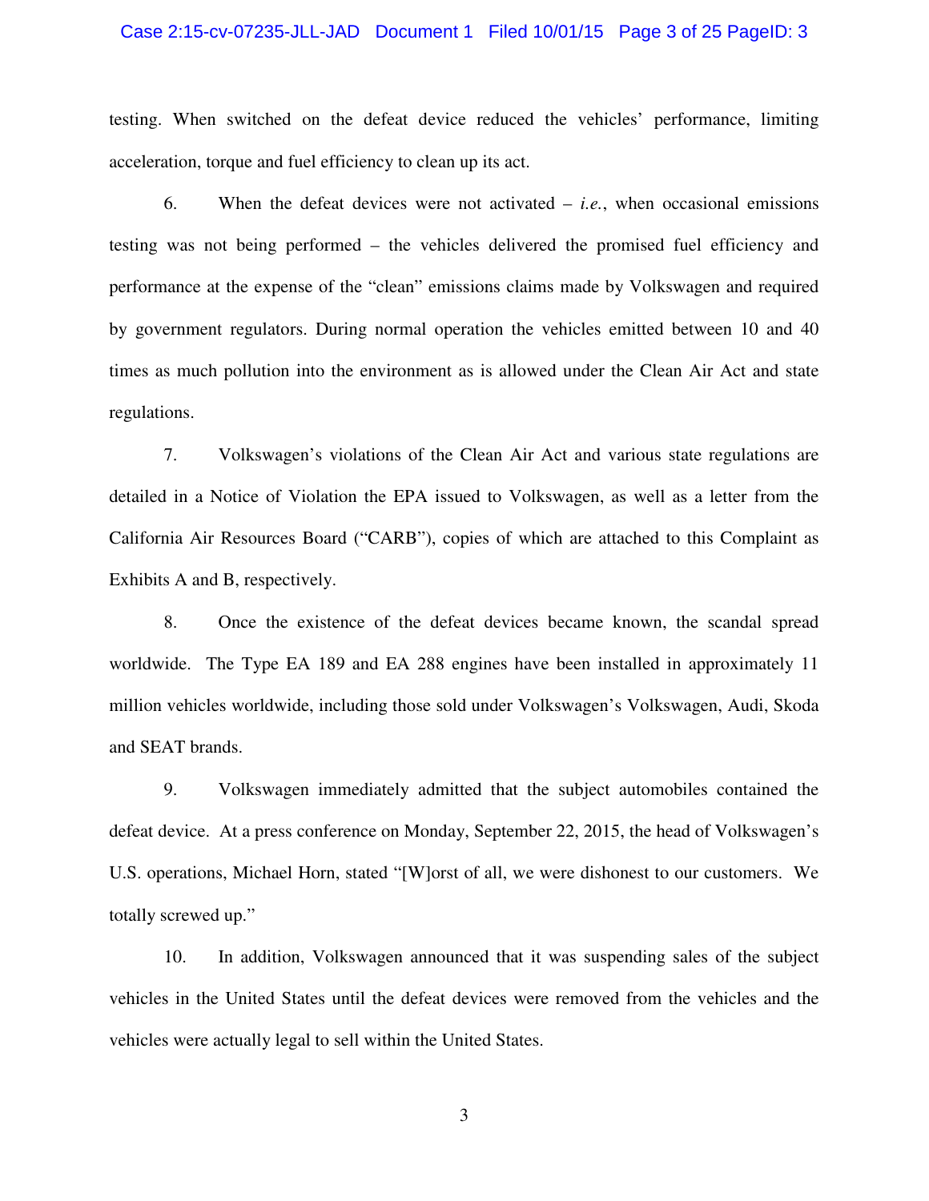testing. When switched on the defeat device reduced the vehicles' performance, limiting acceleration, torque and fuel efficiency to clean up its act.

6. When the defeat devices were not activated – *i.e.*, when occasional emissions testing was not being performed – the vehicles delivered the promised fuel efficiency and performance at the expense of the "clean" emissions claims made by Volkswagen and required by government regulators. During normal operation the vehicles emitted between 10 and 40 times as much pollution into the environment as is allowed under the Clean Air Act and state regulations.

7. Volkswagen's violations of the Clean Air Act and various state regulations are detailed in a Notice of Violation the EPA issued to Volkswagen, as well as a letter from the California Air Resources Board ("CARB"), copies of which are attached to this Complaint as Exhibits A and B, respectively.

8. Once the existence of the defeat devices became known, the scandal spread worldwide. The Type EA 189 and EA 288 engines have been installed in approximately 11 million vehicles worldwide, including those sold under Volkswagen's Volkswagen, Audi, Skoda and SEAT brands.

9. Volkswagen immediately admitted that the subject automobiles contained the defeat device. At a press conference on Monday, September 22, 2015, the head of Volkswagen's U.S. operations, Michael Horn, stated "[W]orst of all, we were dishonest to our customers. We totally screwed up."

10. In addition, Volkswagen announced that it was suspending sales of the subject vehicles in the United States until the defeat devices were removed from the vehicles and the vehicles were actually legal to sell within the United States.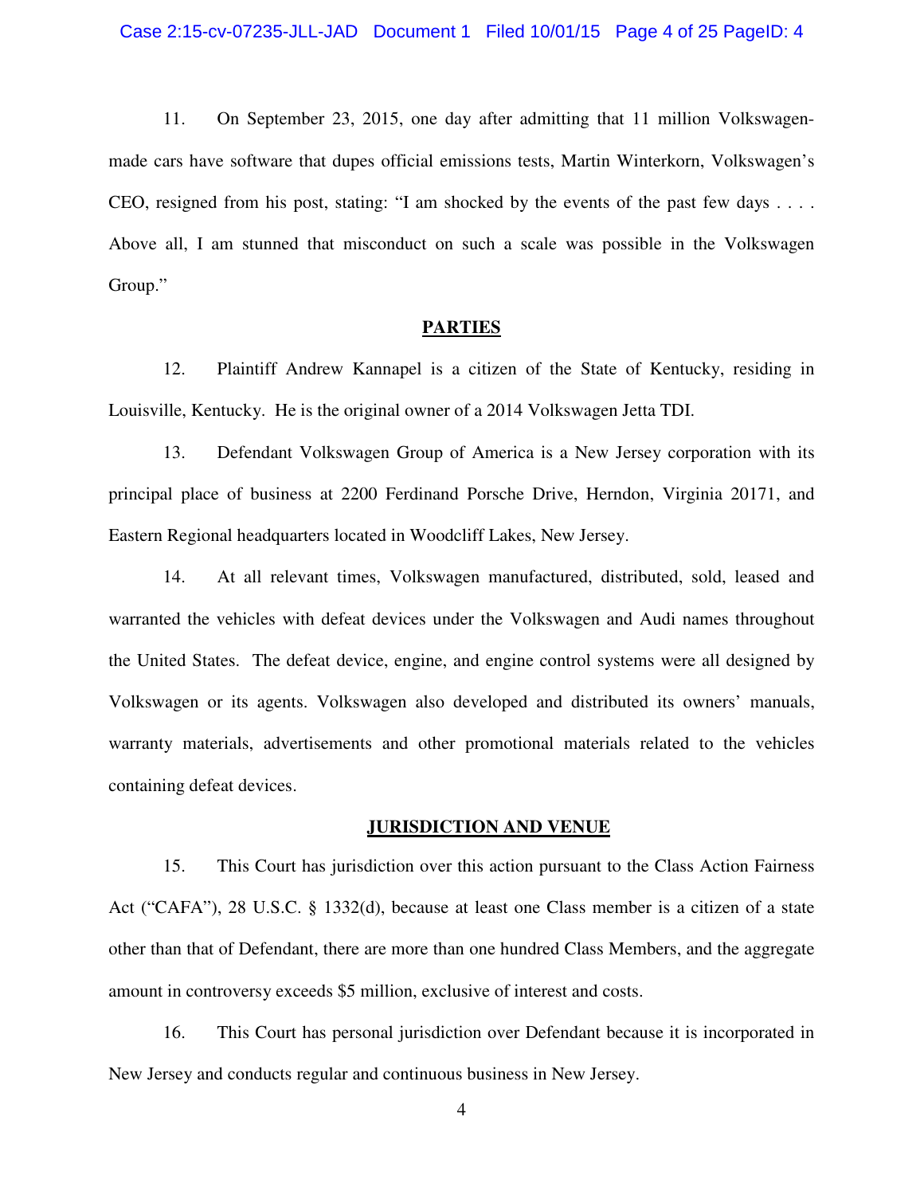11. On September 23, 2015, one day after admitting that 11 million Volkswagen-made cars have software that dupes official emissions tests, Martin Winterkorn, Volkswagen's CEO, resigned from his post, stating: "I am shocked by the events of the past few days . . . . Above all, I am stunned that misconduct on such a scale was possible in the Volkswagen Group."

## PARTIES

12. Plaintiff Andrew Kannapel is a citizen of the State of Kentucky, residing in Louisville, Kentucky. He is the original owner of a 2014 Volkswagen Jetta TDI.

13. Defendant Volkswagen Group of America is a New Jersey corporation with its principal place of business at 2200 Ferdinand Porsche Drive, Herndon, Virginia 20171, and Eastern Regional headquarters located in Woodcliff Lakes, New Jersey.

14. At all relevant times, Volkswagen manufactured, distributed, sold, leased and warranted the vehicles with defeat devices under the Volkswagen and Audi names throughout the United States. The defeat device, engine, and engine control systems were all designed by Volkswagen or its agents. Volkswagen also developed and distributed its owners' manuals, warranty materials, advertisements and other promotional materials related to the vehicles containing defeat devices.

## JURISDICTION AND VENUE

15. This Court has jurisdiction over this action pursuant to the Class Action Fairness Act ("CAFA"), 28 U.S.C. § 1332(d), because at least one Class member is a citizen of a state other than that of Defendant, there are more than one hundred Class Members, and the aggregate amount in controversy exceeds $5 million, exclusive of interest and costs.

16. This Court has personal jurisdiction over Defendant because it is incorporated in New Jersey and conducts regular and continuous business in New Jersey.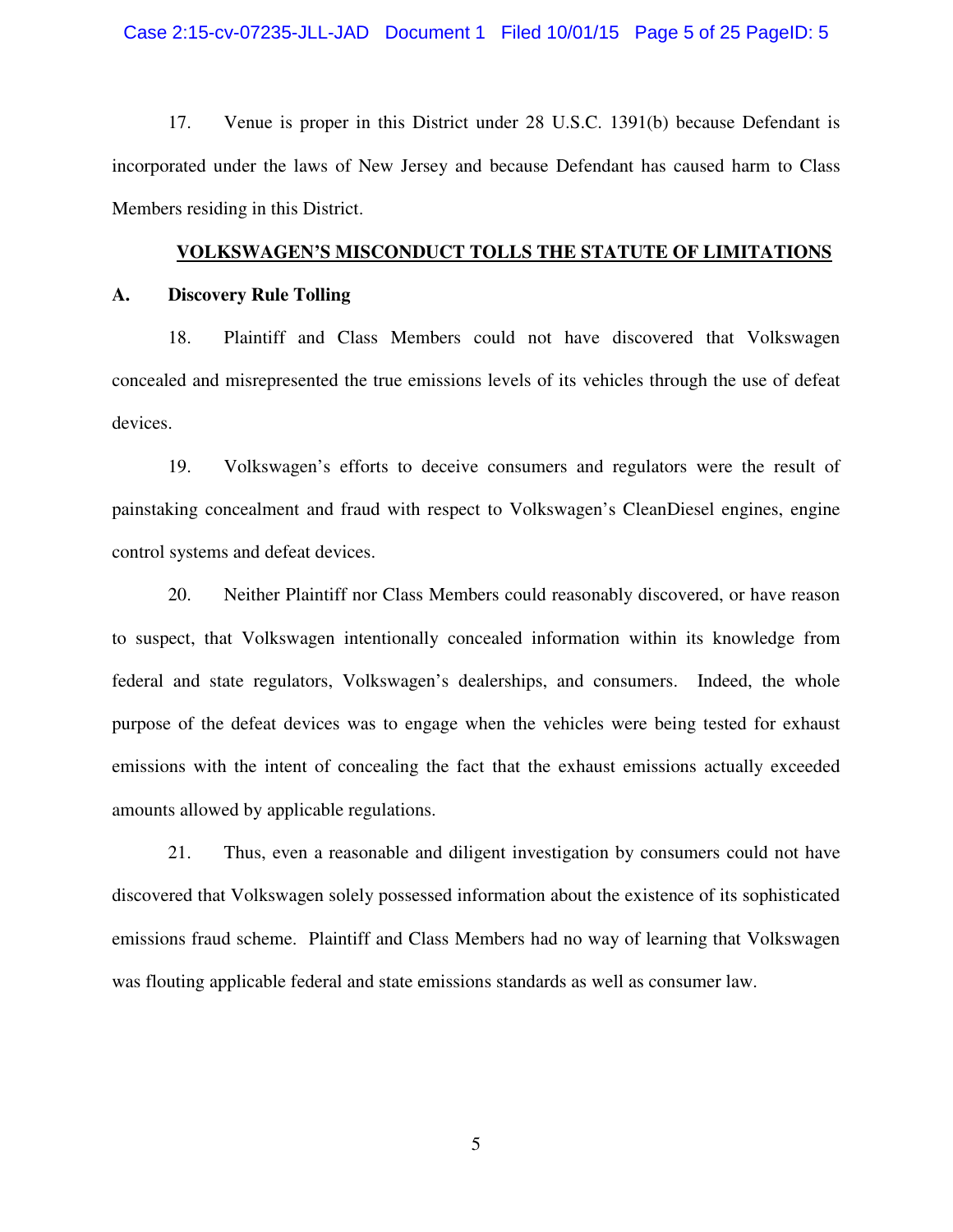17. Venue is proper in this District under 28 U.S.C. 1391(b) because Defendant is incorporated under the laws of New Jersey and because Defendant has caused harm to Class Members residing in this District.

## VOLKSWAGEN'S MISCONDUCT TOLLS THE STATUTE OF LIMITATIONS

### A. Discovery Rule Tolling

18. Plaintiff and Class Members could not have discovered that Volkswagen concealed and misrepresented the true emissions levels of its vehicles through the use of defeat devices.

19. Volkswagen's efforts to deceive consumers and regulators were the result of painstaking concealment and fraud with respect to Volkswagen's CleanDiesel engines, engine control systems and defeat devices.

20. Neither Plaintiff nor Class Members could reasonably discovered, or have reason to suspect, that Volkswagen intentionally concealed information within its knowledge from federal and state regulators, Volkswagen's dealerships, and consumers. Indeed, the whole purpose of the defeat devices was to engage when the vehicles were being tested for exhaust emissions with the intent of concealing the fact that the exhaust emissions actually exceeded amounts allowed by applicable regulations.

21. Thus, even a reasonable and diligent investigation by consumers could not have discovered that Volkswagen solely possessed information about the existence of its sophisticated emissions fraud scheme. Plaintiff and Class Members had no way of learning that Volkswagen was flouting applicable federal and state emissions standards as well as consumer law.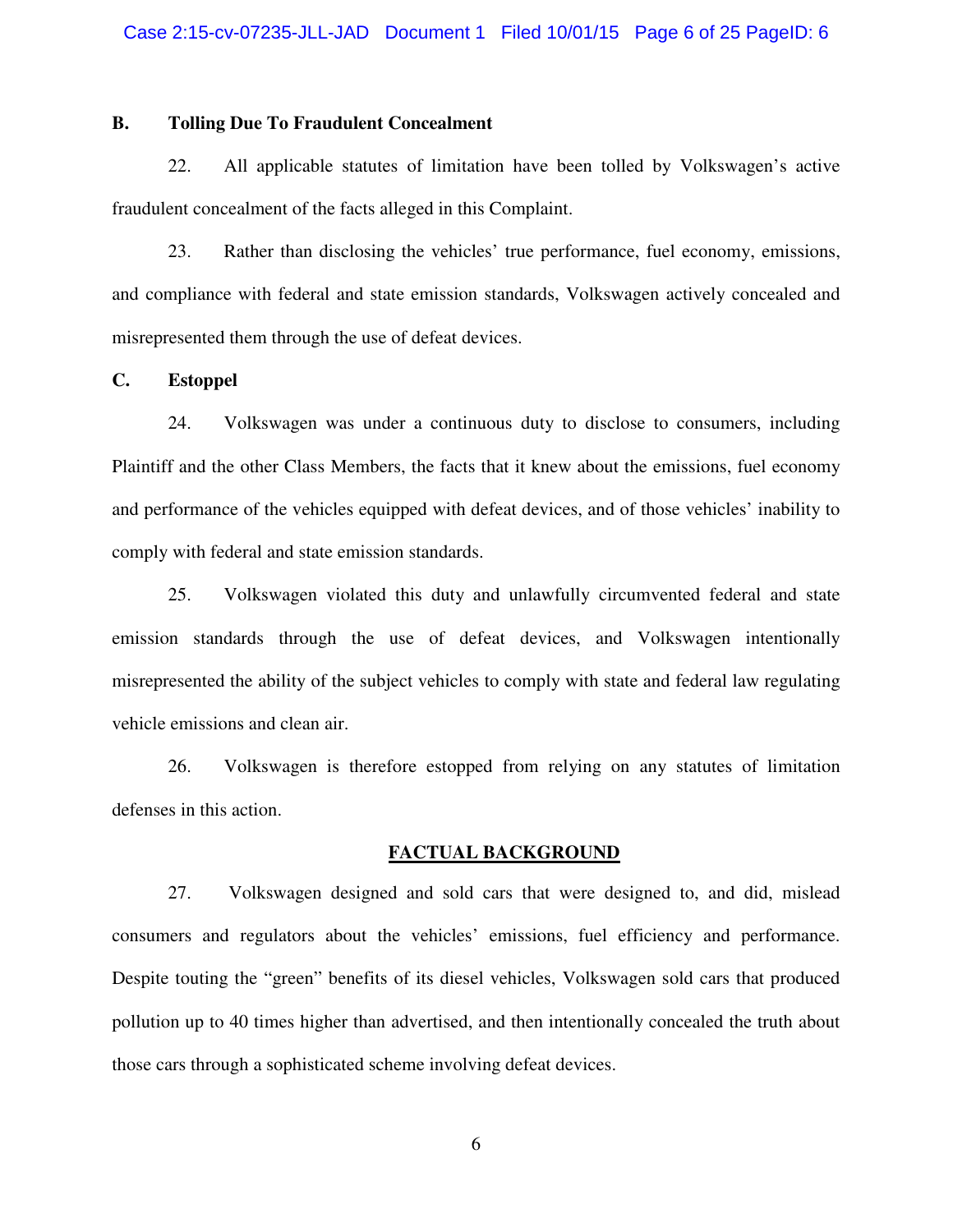### B. Tolling Due To Fraudulent Concealment

22. All applicable statutes of limitation have been tolled by Volkswagen's active fraudulent concealment of the facts alleged in this Complaint.

23. Rather than disclosing the vehicles' true performance, fuel economy, emissions, and compliance with federal and state emission standards, Volkswagen actively concealed and misrepresented them through the use of defeat devices.

### C. Estoppel

24. Volkswagen was under a continuous duty to disclose to consumers, including Plaintiff and the other Class Members, the facts that it knew about the emissions, fuel economy and performance of the vehicles equipped with defeat devices, and of those vehicles' inability to comply with federal and state emission standards.

25. Volkswagen violated this duty and unlawfully circumvented federal and state emission standards through the use of defeat devices, and Volkswagen intentionally misrepresented the ability of the subject vehicles to comply with state and federal law regulating vehicle emissions and clean air.

26. Volkswagen is therefore estopped from relying on any statutes of limitation defenses in this action.

## FACTUAL BACKGROUND

27. Volkswagen designed and sold cars that were designed to, and did, mislead consumers and regulators about the vehicles' emissions, fuel efficiency and performance. Despite touting the "green" benefits of its diesel vehicles, Volkswagen sold cars that produced pollution up to 40 times higher than advertised, and then intentionally concealed the truth about those cars through a sophisticated scheme involving defeat devices.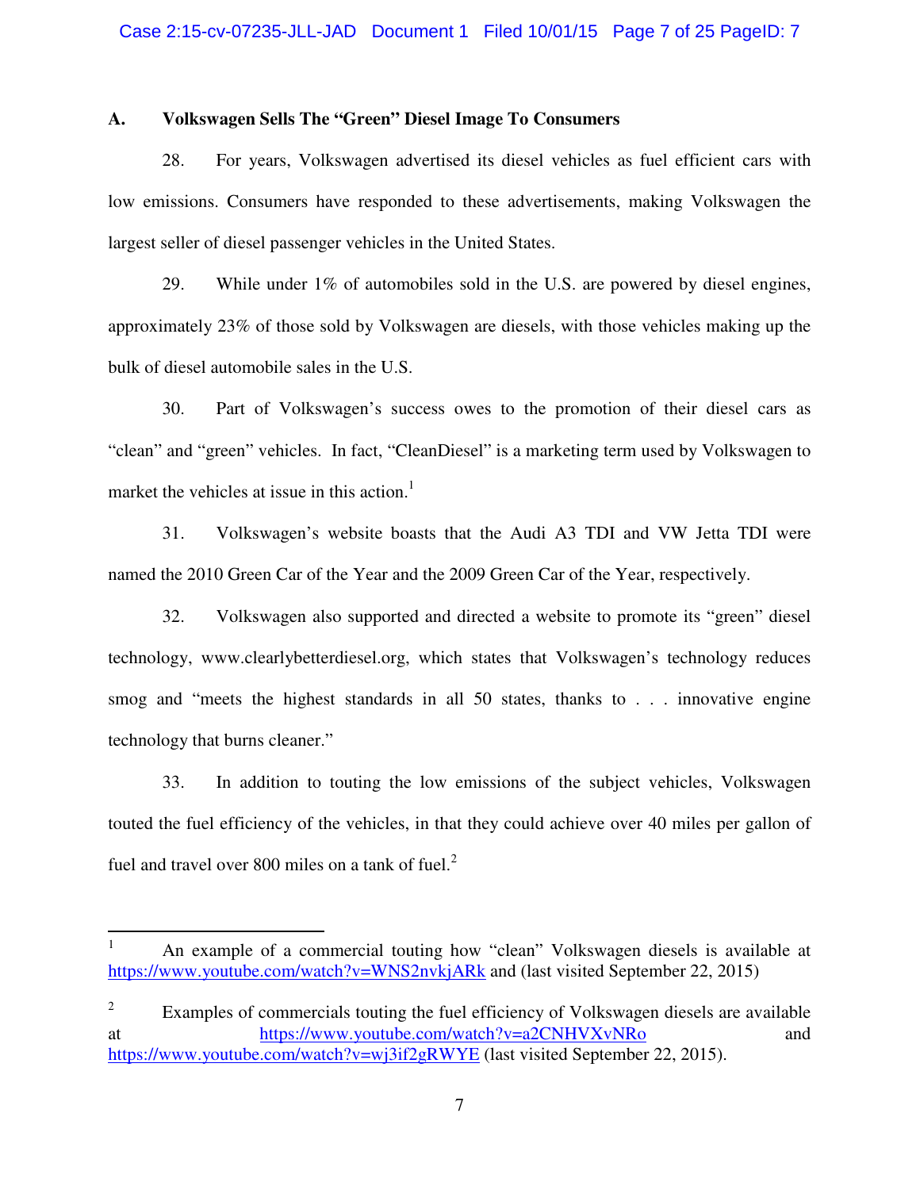### A. Volkswagen Sells The "Green" Diesel Image To Consumers

28. For years, Volkswagen advertised its diesel vehicles as fuel efficient cars with low emissions. Consumers have responded to these advertisements, making Volkswagen the largest seller of diesel passenger vehicles in the United States.

29. While under 1% of automobiles sold in the U.S. are powered by diesel engines, approximately 23% of those sold by Volkswagen are diesels, with those vehicles making up the bulk of diesel automobile sales in the U.S.

30. Part of Volkswagen's success owes to the promotion of their diesel cars as "clean" and "green" vehicles. In fact, "CleanDiesel" is a marketing term used by Volkswagen to market the vehicles at issue in this action.[1]

31. Volkswagen's website boasts that the Audi A3 TDI and VW Jetta TDI were named the 2010 Green Car of the Year and the 2009 Green Car of the Year, respectively.

32. Volkswagen also supported and directed a website to promote its "green" diesel technology, www.clearlybetterdiesel.org, which states that Volkswagen's technology reduces smog and "meets the highest standards in all 50 states, thanks to . . . innovative engine technology that burns cleaner."

33. In addition to touting the low emissions of the subject vehicles, Volkswagen touted the fuel efficiency of the vehicles, in that they could achieve over 40 miles per gallon of fuel and travel over 800 miles on a tank of fuel.[2]

---

[1] An example of a commercial touting how "clean" Volkswagen diesels is available at https://www.youtube.com/watch?v=WNS2nvkjARk and (last visited September 22, 2015)

[2] Examples of commercials touting the fuel efficiency of Volkswagen diesels are available at https://www.youtube.com/watch?v=a2CNHVXvNRo and https://www.youtube.com/watch?v=wj3if2gRWYE (last visited September 22, 2015).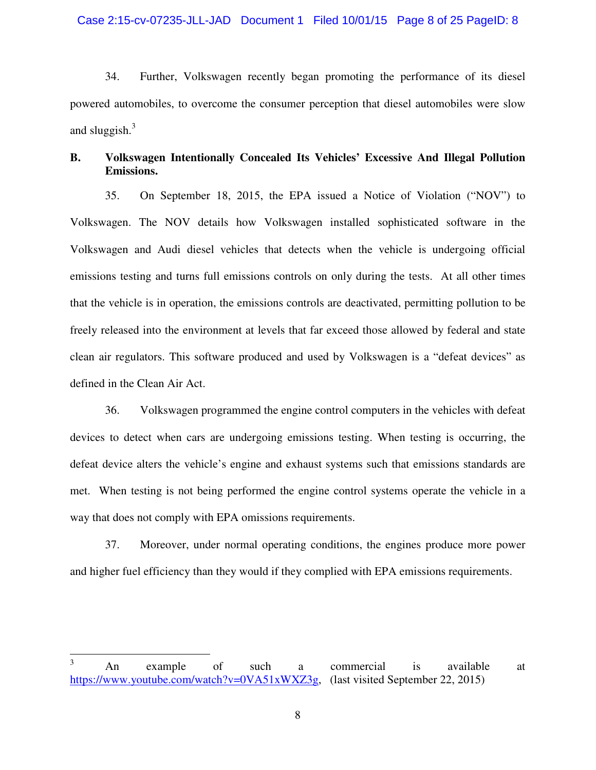34. Further, Volkswagen recently began promoting the performance of its diesel powered automobiles, to overcome the consumer perception that diesel automobiles were slow and sluggish.[3]

**B. Volkswagen Intentionally Concealed Its Vehicles' Excessive And Illegal Pollution Emissions.**

35. On September 18, 2015, the EPA issued a Notice of Violation ("NOV") to Volkswagen. The NOV details how Volkswagen installed sophisticated software in the Volkswagen and Audi diesel vehicles that detects when the vehicle is undergoing official emissions testing and turns full emissions controls on only during the tests. At all other times that the vehicle is in operation, the emissions controls are deactivated, permitting pollution to be freely released into the environment at levels that far exceed those allowed by federal and state clean air regulators. This software produced and used by Volkswagen is a "defeat devices" as defined in the Clean Air Act.

36. Volkswagen programmed the engine control computers in the vehicles with defeat devices to detect when cars are undergoing emissions testing. When testing is occurring, the defeat device alters the vehicle's engine and exhaust systems such that emissions standards are met. When testing is not being performed the engine control systems operate the vehicle in a way that does not comply with EPA omissions requirements.

37. Moreover, under normal operating conditions, the engines produce more power and higher fuel efficiency than they would if they complied with EPA emissions requirements.

---

[3] An example of such a commercial is available at https://www.youtube.com/watch?v=0VA51xWXZ3g, (last visited September 22, 2015)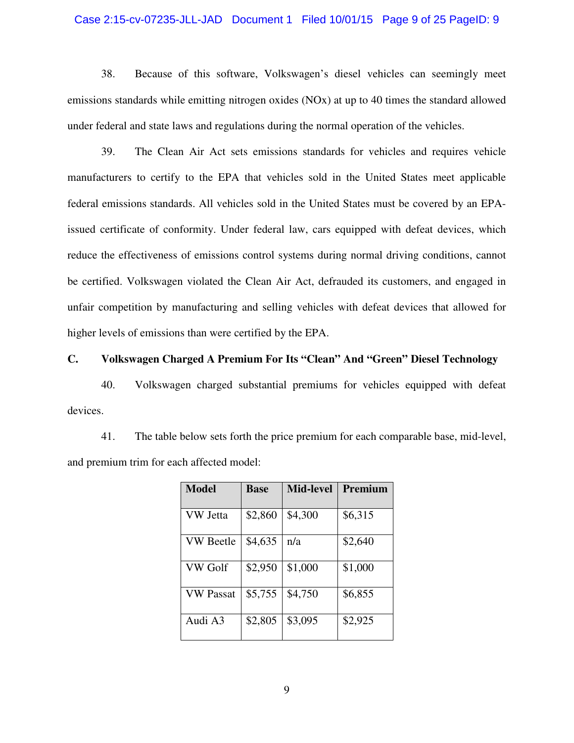38. Because of this software, Volkswagen's diesel vehicles can seemingly meet emissions standards while emitting nitrogen oxides (NOx) at up to 40 times the standard allowed under federal and state laws and regulations during the normal operation of the vehicles.

39. The Clean Air Act sets emissions standards for vehicles and requires vehicle manufacturers to certify to the EPA that vehicles sold in the United States meet applicable federal emissions standards. All vehicles sold in the United States must be covered by an EPA-issued certificate of conformity. Under federal law, cars equipped with defeat devices, which reduce the effectiveness of emissions control systems during normal driving conditions, cannot be certified. Volkswagen violated the Clean Air Act, defrauded its customers, and engaged in unfair competition by manufacturing and selling vehicles with defeat devices that allowed for higher levels of emissions than were certified by the EPA.

## C. Volkswagen Charged A Premium For Its "Clean" And "Green" Diesel Technology

40. Volkswagen charged substantial premiums for vehicles equipped with defeat devices.

41. The table below sets forth the price premium for each comparable base, mid-level, and premium trim for each affected model:

| Model | Base | Mid-level | Premium |
|---|---|---|---|
| VW Jetta | $2,860 | $4,300 | $6,315 |
| VW Beetle | $4,635 | n/a | $2,640 |
| VW Golf | $2,950 | $1,000 | $1,000 |
| VW Passat | $5,755 | $4,750 | $6,855 |
| Audi A3 | $2,805 | $3,095 | $2,925 |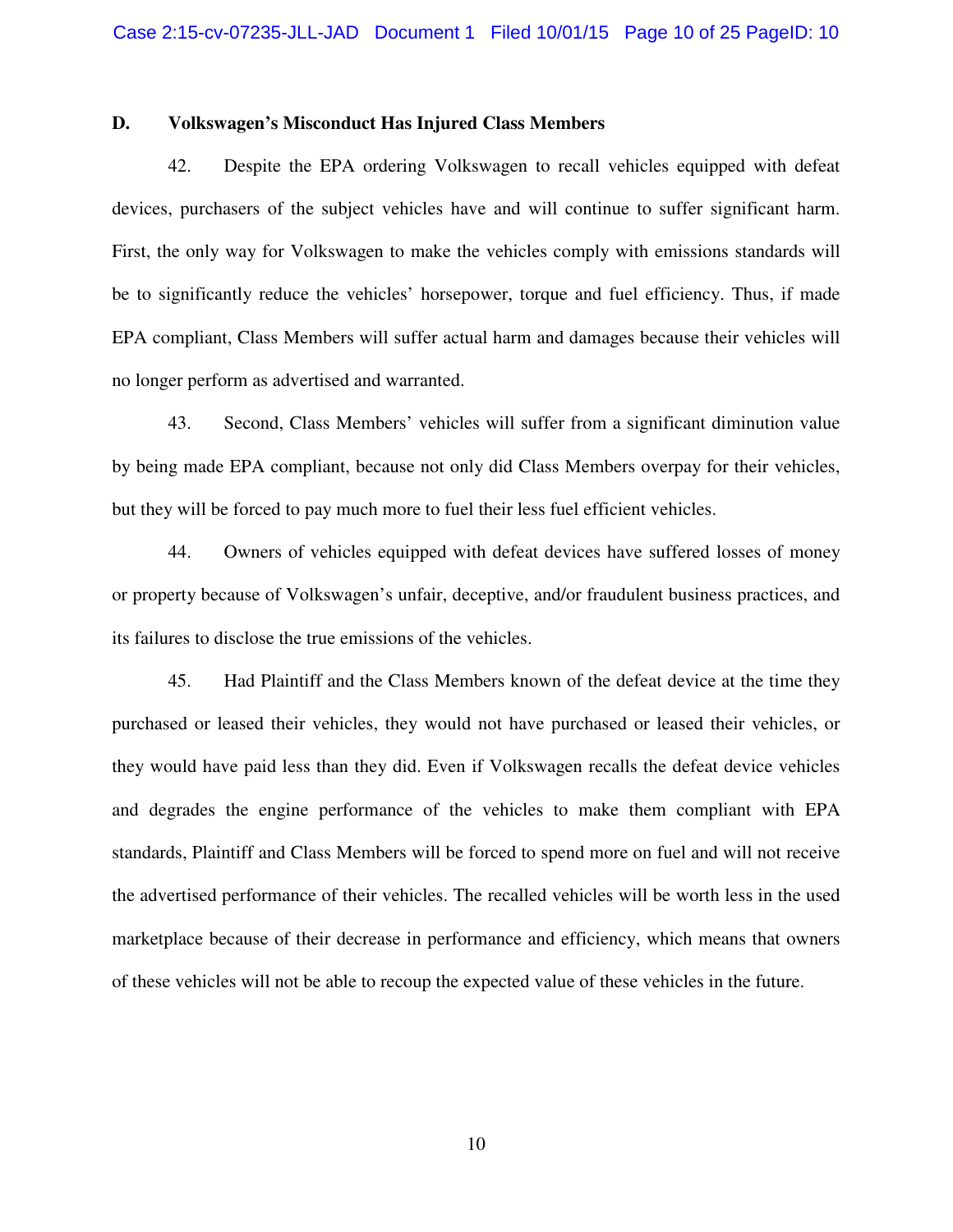### D. Volkswagen's Misconduct Has Injured Class Members

42. Despite the EPA ordering Volkswagen to recall vehicles equipped with defeat devices, purchasers of the subject vehicles have and will continue to suffer significant harm. First, the only way for Volkswagen to make the vehicles comply with emissions standards will be to significantly reduce the vehicles' horsepower, torque and fuel efficiency. Thus, if made EPA compliant, Class Members will suffer actual harm and damages because their vehicles will no longer perform as advertised and warranted.

43. Second, Class Members' vehicles will suffer from a significant diminution value by being made EPA compliant, because not only did Class Members overpay for their vehicles, but they will be forced to pay much more to fuel their less fuel efficient vehicles.

44. Owners of vehicles equipped with defeat devices have suffered losses of money or property because of Volkswagen's unfair, deceptive, and/or fraudulent business practices, and its failures to disclose the true emissions of the vehicles.

45. Had Plaintiff and the Class Members known of the defeat device at the time they purchased or leased their vehicles, they would not have purchased or leased their vehicles, or they would have paid less than they did. Even if Volkswagen recalls the defeat device vehicles and degrades the engine performance of the vehicles to make them compliant with EPA standards, Plaintiff and Class Members will be forced to spend more on fuel and will not receive the advertised performance of their vehicles. The recalled vehicles will be worth less in the used marketplace because of their decrease in performance and efficiency, which means that owners of these vehicles will not be able to recoup the expected value of these vehicles in the future.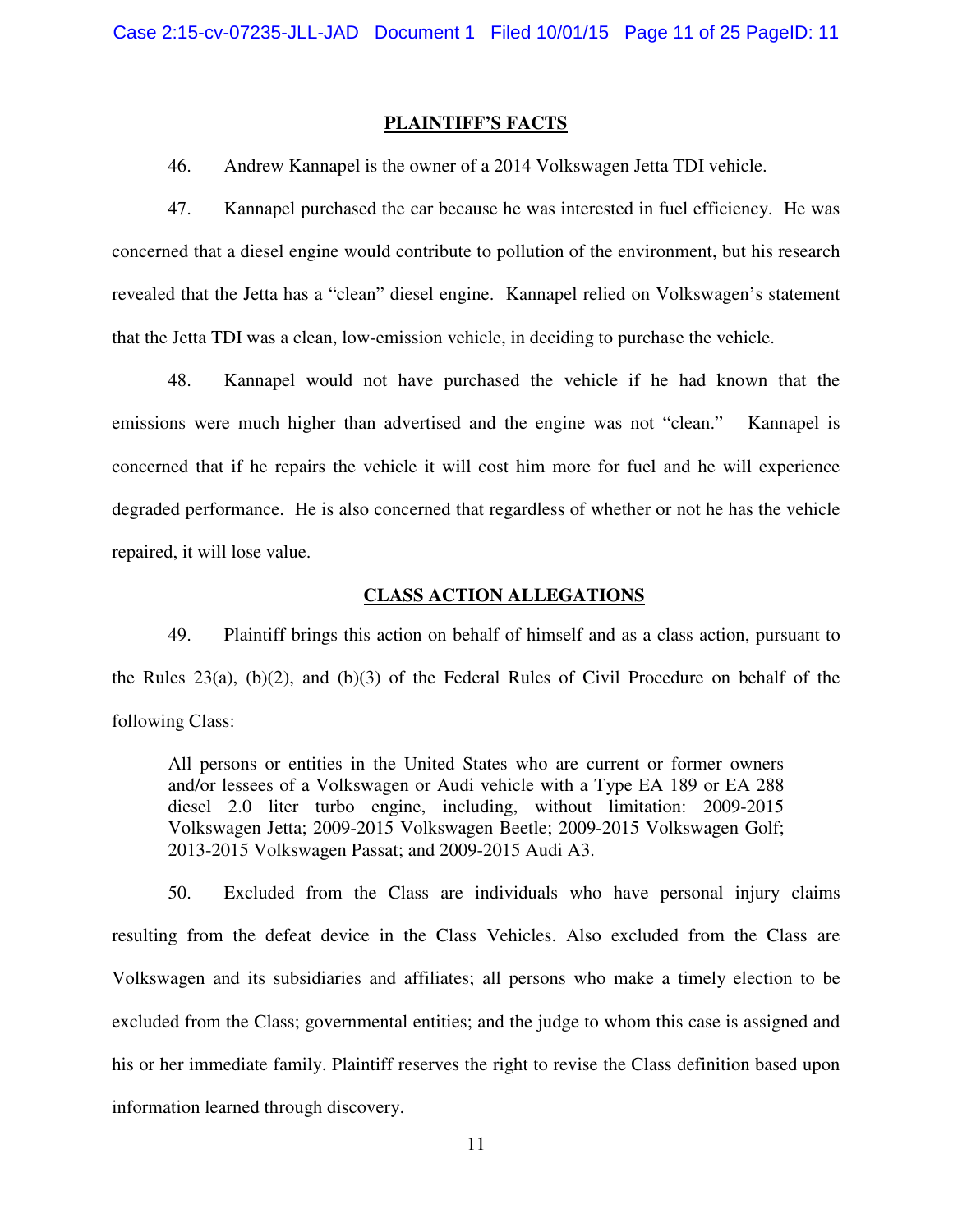## PLAINTIFF'S FACTS

46. Andrew Kannapel is the owner of a 2014 Volkswagen Jetta TDI vehicle.

47. Kannapel purchased the car because he was interested in fuel efficiency. He was concerned that a diesel engine would contribute to pollution of the environment, but his research revealed that the Jetta has a "clean" diesel engine. Kannapel relied on Volkswagen's statement that the Jetta TDI was a clean, low-emission vehicle, in deciding to purchase the vehicle.

48. Kannapel would not have purchased the vehicle if he had known that the emissions were much higher than advertised and the engine was not "clean." Kannapel is concerned that if he repairs the vehicle it will cost him more for fuel and he will experience degraded performance. He is also concerned that regardless of whether or not he has the vehicle repaired, it will lose value.

## CLASS ACTION ALLEGATIONS

49. Plaintiff brings this action on behalf of himself and as a class action, pursuant to the Rules 23(a), (b)(2), and (b)(3) of the Federal Rules of Civil Procedure on behalf of the following Class:

> All persons or entities in the United States who are current or former owners and/or lessees of a Volkswagen or Audi vehicle with a Type EA 189 or EA 288 diesel 2.0 liter turbo engine, including, without limitation: 2009-2015 Volkswagen Jetta; 2009-2015 Volkswagen Beetle; 2009-2015 Volkswagen Golf; 2013-2015 Volkswagen Passat; and 2009-2015 Audi A3.

50. Excluded from the Class are individuals who have personal injury claims resulting from the defeat device in the Class Vehicles. Also excluded from the Class are Volkswagen and its subsidiaries and affiliates; all persons who make a timely election to be excluded from the Class; governmental entities; and the judge to whom this case is assigned and his or her immediate family. Plaintiff reserves the right to revise the Class definition based upon information learned through discovery.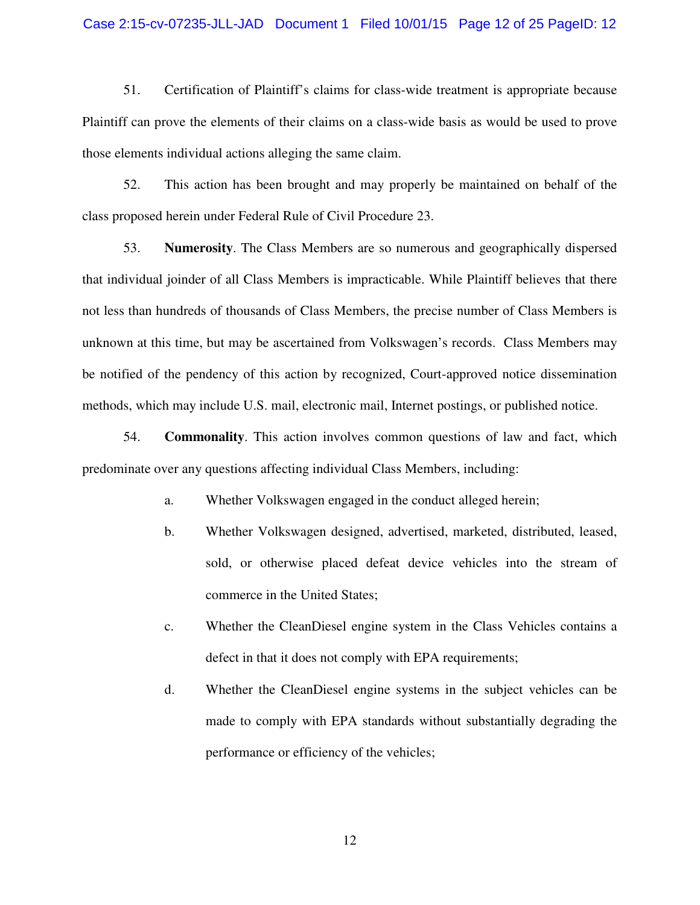51. Certification of Plaintiff's claims for class-wide treatment is appropriate because Plaintiff can prove the elements of their claims on a class-wide basis as would be used to prove those elements individual actions alleging the same claim.

52. This action has been brought and may properly be maintained on behalf of the class proposed herein under Federal Rule of Civil Procedure 23.

53. **Numerosity**. The Class Members are so numerous and geographically dispersed that individual joinder of all Class Members is impracticable. While Plaintiff believes that there not less than hundreds of thousands of Class Members, the precise number of Class Members is unknown at this time, but may be ascertained from Volkswagen's records. Class Members may be notified of the pendency of this action by recognized, Court-approved notice dissemination methods, which may include U.S. mail, electronic mail, Internet postings, or published notice.

54. **Commonality**. This action involves common questions of law and fact, which predominate over any questions affecting individual Class Members, including:

a. Whether Volkswagen engaged in the conduct alleged herein;

b. Whether Volkswagen designed, advertised, marketed, distributed, leased, sold, or otherwise placed defeat device vehicles into the stream of commerce in the United States;

c. Whether the CleanDiesel engine system in the Class Vehicles contains a defect in that it does not comply with EPA requirements;

d. Whether the CleanDiesel engine systems in the subject vehicles can be made to comply with EPA standards without substantially degrading the performance or efficiency of the vehicles;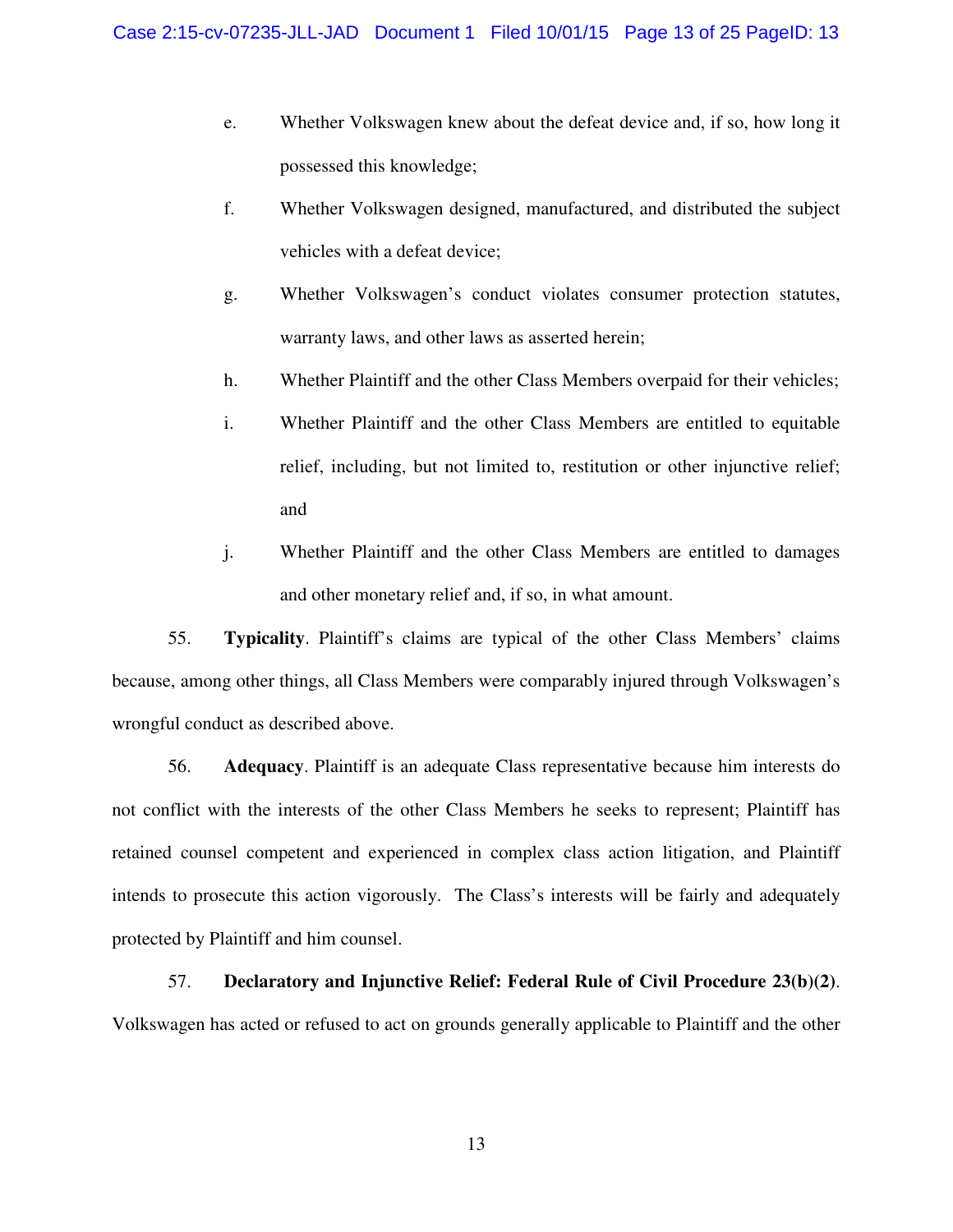e. Whether Volkswagen knew about the defeat device and, if so, how long it possessed this knowledge;

f. Whether Volkswagen designed, manufactured, and distributed the subject vehicles with a defeat device;

g. Whether Volkswagen's conduct violates consumer protection statutes, warranty laws, and other laws as asserted herein;

h. Whether Plaintiff and the other Class Members overpaid for their vehicles;

i. Whether Plaintiff and the other Class Members are entitled to equitable relief, including, but not limited to, restitution or other injunctive relief; and

j. Whether Plaintiff and the other Class Members are entitled to damages and other monetary relief and, if so, in what amount.

55. **Typicality**. Plaintiff's claims are typical of the other Class Members' claims because, among other things, all Class Members were comparably injured through Volkswagen's wrongful conduct as described above.

56. **Adequacy**. Plaintiff is an adequate Class representative because him interests do not conflict with the interests of the other Class Members he seeks to represent; Plaintiff has retained counsel competent and experienced in complex class action litigation, and Plaintiff intends to prosecute this action vigorously. The Class's interests will be fairly and adequately protected by Plaintiff and him counsel.

57. **Declaratory and Injunctive Relief: Federal Rule of Civil Procedure 23(b)(2)**. Volkswagen has acted or refused to act on grounds generally applicable to Plaintiff and the other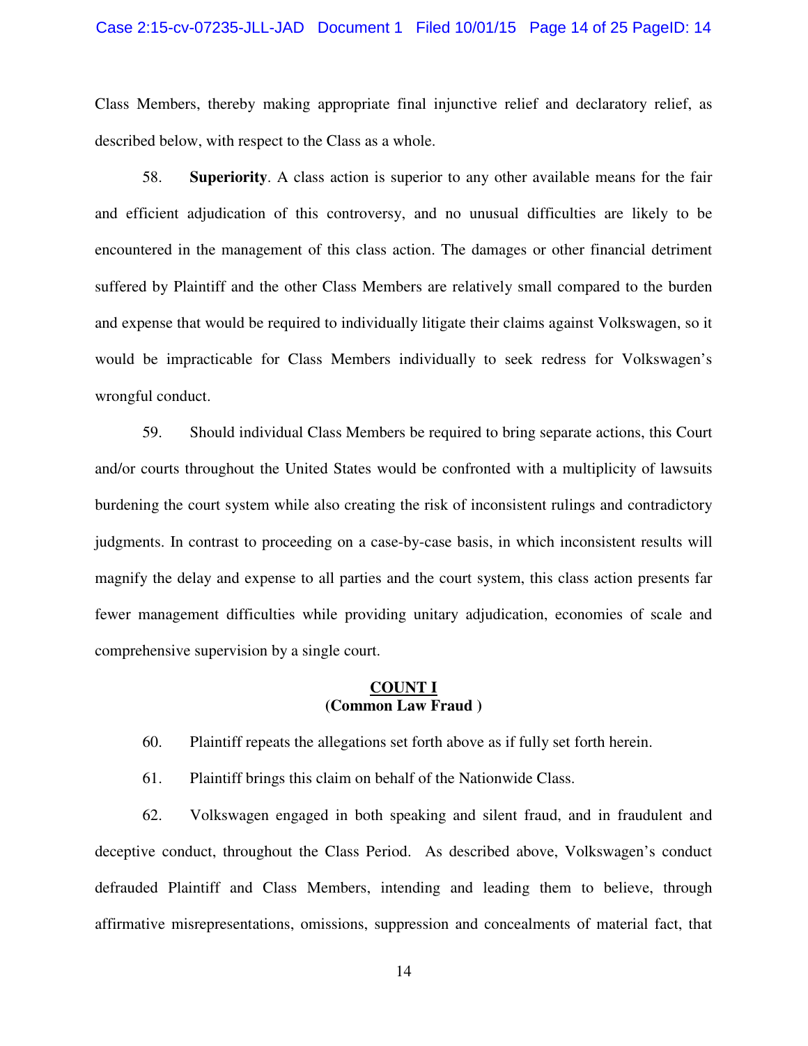Class Members, thereby making appropriate final injunctive relief and declaratory relief, as described below, with respect to the Class as a whole.

58. **Superiority**. A class action is superior to any other available means for the fair and efficient adjudication of this controversy, and no unusual difficulties are likely to be encountered in the management of this class action. The damages or other financial detriment suffered by Plaintiff and the other Class Members are relatively small compared to the burden and expense that would be required to individually litigate their claims against Volkswagen, so it would be impracticable for Class Members individually to seek redress for Volkswagen's wrongful conduct.

59. Should individual Class Members be required to bring separate actions, this Court and/or courts throughout the United States would be confronted with a multiplicity of lawsuits burdening the court system while also creating the risk of inconsistent rulings and contradictory judgments. In contrast to proceeding on a case-by-case basis, in which inconsistent results will magnify the delay and expense to all parties and the court system, this class action presents far fewer management difficulties while providing unitary adjudication, economies of scale and comprehensive supervision by a single court.

## COUNT I
## (Common Law Fraud )

60. Plaintiff repeats the allegations set forth above as if fully set forth herein.

61. Plaintiff brings this claim on behalf of the Nationwide Class.

62. Volkswagen engaged in both speaking and silent fraud, and in fraudulent and deceptive conduct, throughout the Class Period. As described above, Volkswagen's conduct defrauded Plaintiff and Class Members, intending and leading them to believe, through affirmative misrepresentations, omissions, suppression and concealments of material fact, that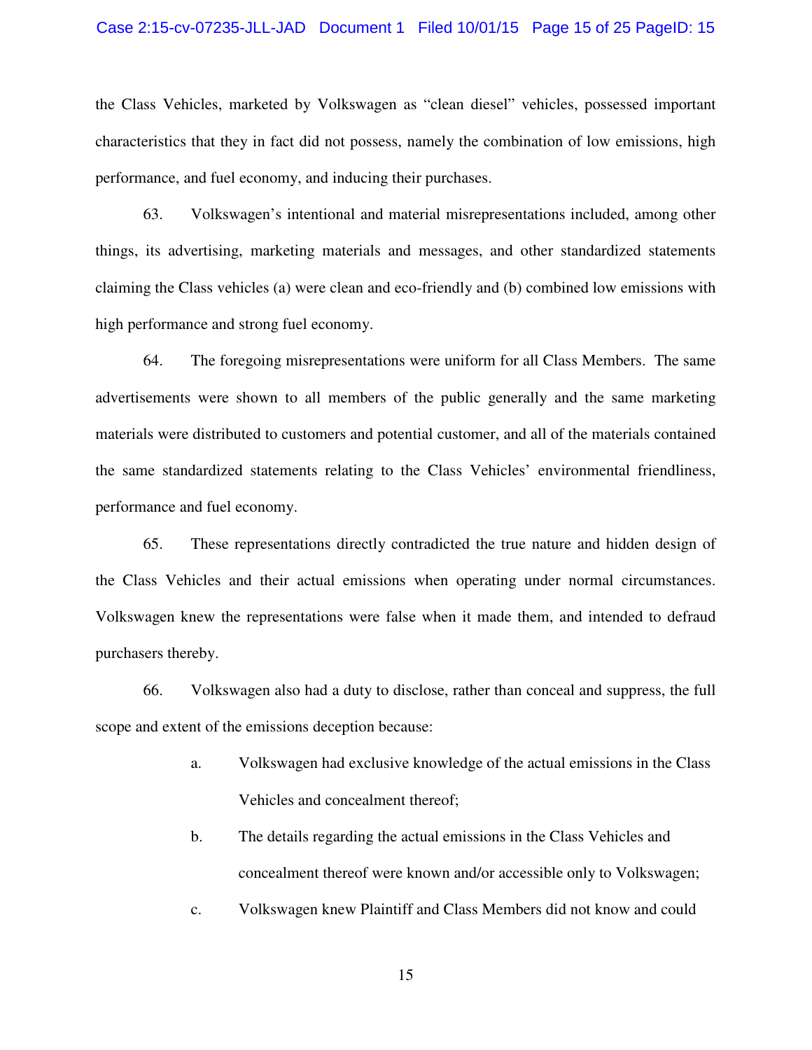the Class Vehicles, marketed by Volkswagen as "clean diesel" vehicles, possessed important characteristics that they in fact did not possess, namely the combination of low emissions, high performance, and fuel economy, and inducing their purchases.

63. Volkswagen's intentional and material misrepresentations included, among other things, its advertising, marketing materials and messages, and other standardized statements claiming the Class vehicles (a) were clean and eco-friendly and (b) combined low emissions with high performance and strong fuel economy.

64. The foregoing misrepresentations were uniform for all Class Members. The same advertisements were shown to all members of the public generally and the same marketing materials were distributed to customers and potential customer, and all of the materials contained the same standardized statements relating to the Class Vehicles' environmental friendliness, performance and fuel economy.

65. These representations directly contradicted the true nature and hidden design of the Class Vehicles and their actual emissions when operating under normal circumstances. Volkswagen knew the representations were false when it made them, and intended to defraud purchasers thereby.

66. Volkswagen also had a duty to disclose, rather than conceal and suppress, the full scope and extent of the emissions deception because:

a. Volkswagen had exclusive knowledge of the actual emissions in the Class Vehicles and concealment thereof;

b. The details regarding the actual emissions in the Class Vehicles and concealment thereof were known and/or accessible only to Volkswagen;

c. Volkswagen knew Plaintiff and Class Members did not know and could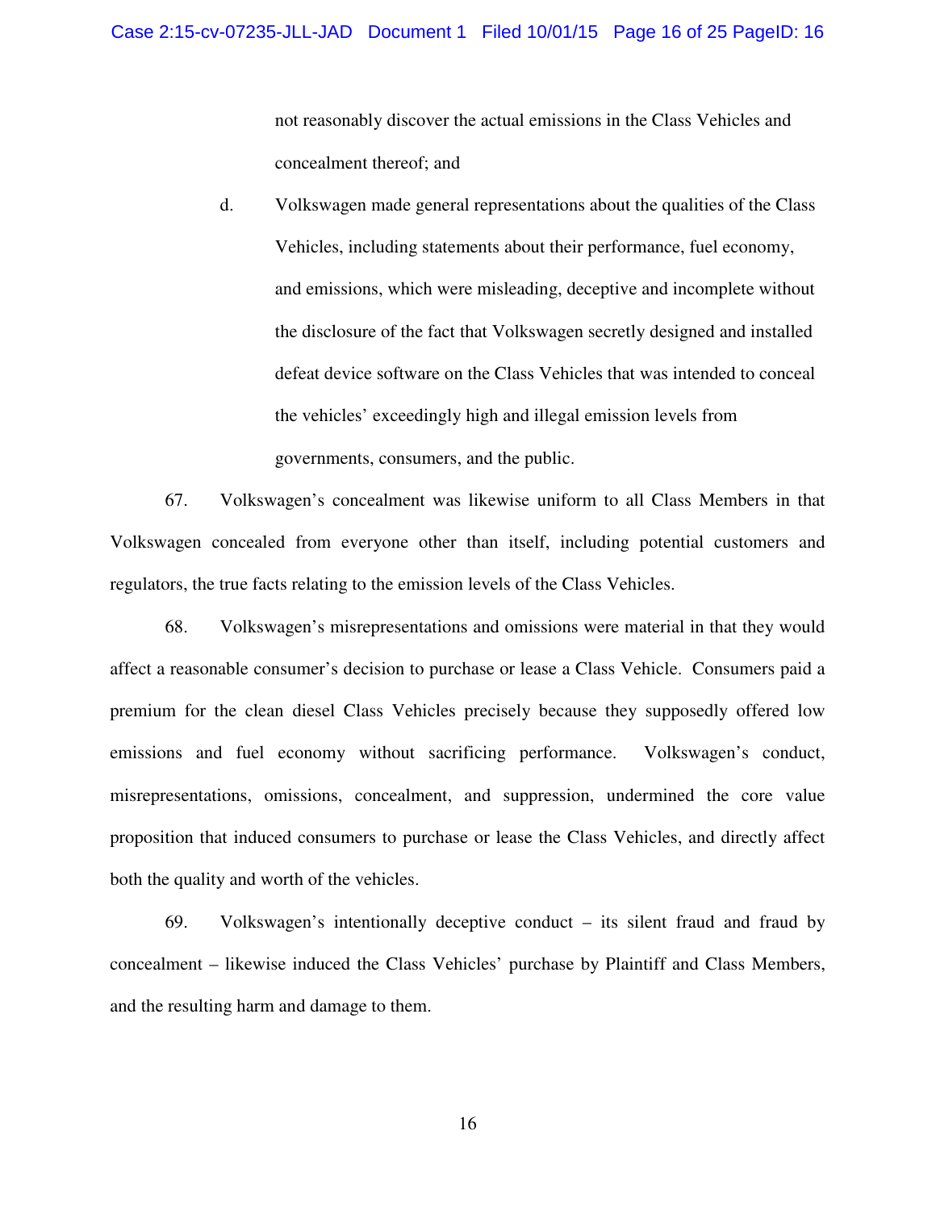not reasonably discover the actual emissions in the Class Vehicles and concealment thereof; and

d. Volkswagen made general representations about the qualities of the Class Vehicles, including statements about their performance, fuel economy, and emissions, which were misleading, deceptive and incomplete without the disclosure of the fact that Volkswagen secretly designed and installed defeat device software on the Class Vehicles that was intended to conceal the vehicles' exceedingly high and illegal emission levels from governments, consumers, and the public.

67. Volkswagen's concealment was likewise uniform to all Class Members in that Volkswagen concealed from everyone other than itself, including potential customers and regulators, the true facts relating to the emission levels of the Class Vehicles.

68. Volkswagen's misrepresentations and omissions were material in that they would affect a reasonable consumer's decision to purchase or lease a Class Vehicle. Consumers paid a premium for the clean diesel Class Vehicles precisely because they supposedly offered low emissions and fuel economy without sacrificing performance. Volkswagen's conduct, misrepresentations, omissions, concealment, and suppression, undermined the core value proposition that induced consumers to purchase or lease the Class Vehicles, and directly affect both the quality and worth of the vehicles.

69. Volkswagen's intentionally deceptive conduct – its silent fraud and fraud by concealment – likewise induced the Class Vehicles' purchase by Plaintiff and Class Members, and the resulting harm and damage to them.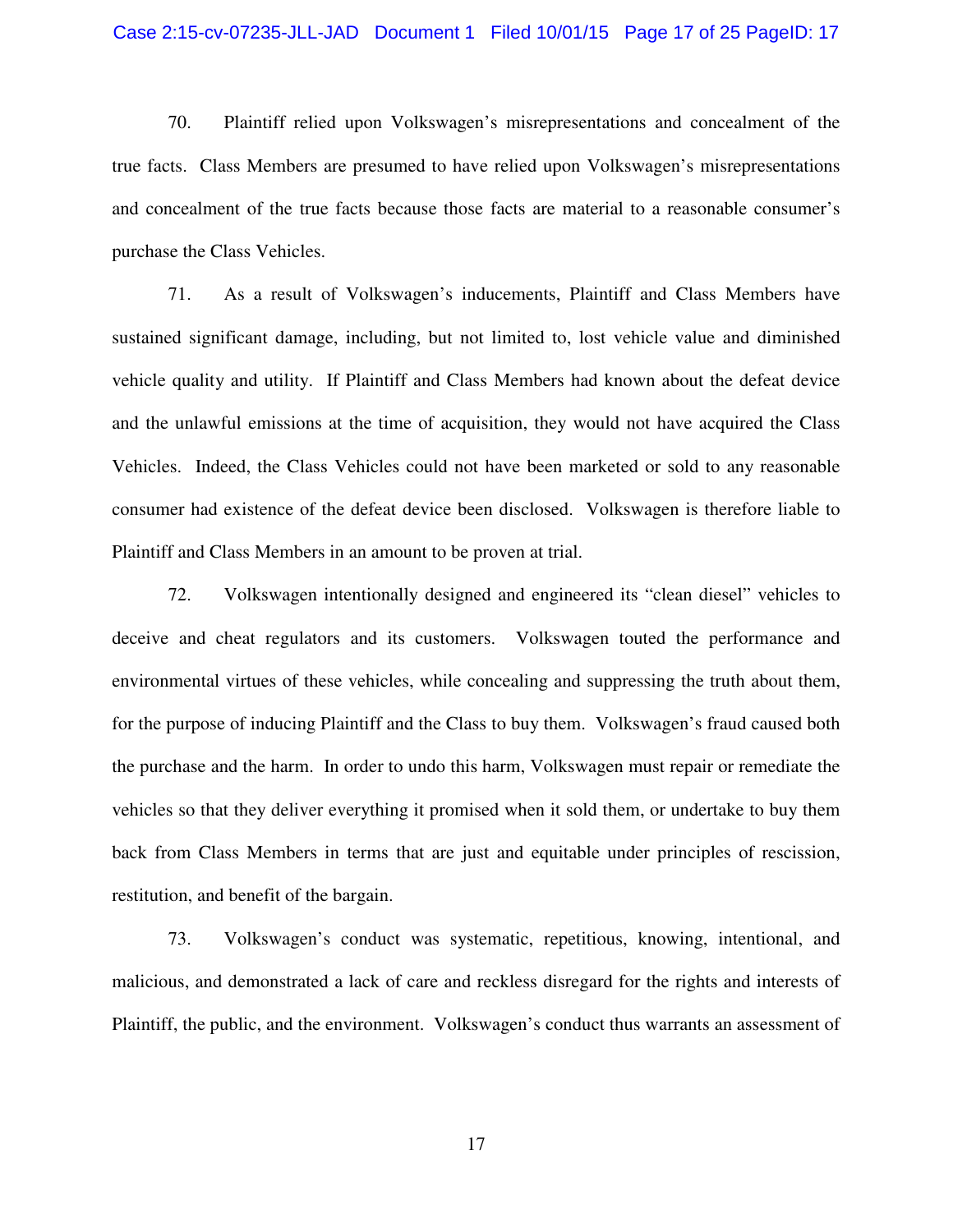70. Plaintiff relied upon Volkswagen's misrepresentations and concealment of the true facts. Class Members are presumed to have relied upon Volkswagen's misrepresentations and concealment of the true facts because those facts are material to a reasonable consumer's purchase the Class Vehicles.

71. As a result of Volkswagen's inducements, Plaintiff and Class Members have sustained significant damage, including, but not limited to, lost vehicle value and diminished vehicle quality and utility. If Plaintiff and Class Members had known about the defeat device and the unlawful emissions at the time of acquisition, they would not have acquired the Class Vehicles. Indeed, the Class Vehicles could not have been marketed or sold to any reasonable consumer had existence of the defeat device been disclosed. Volkswagen is therefore liable to Plaintiff and Class Members in an amount to be proven at trial.

72. Volkswagen intentionally designed and engineered its "clean diesel" vehicles to deceive and cheat regulators and its customers. Volkswagen touted the performance and environmental virtues of these vehicles, while concealing and suppressing the truth about them, for the purpose of inducing Plaintiff and the Class to buy them. Volkswagen's fraud caused both the purchase and the harm. In order to undo this harm, Volkswagen must repair or remediate the vehicles so that they deliver everything it promised when it sold them, or undertake to buy them back from Class Members in terms that are just and equitable under principles of rescission, restitution, and benefit of the bargain.

73. Volkswagen's conduct was systematic, repetitious, knowing, intentional, and malicious, and demonstrated a lack of care and reckless disregard for the rights and interests of Plaintiff, the public, and the environment. Volkswagen's conduct thus warrants an assessment of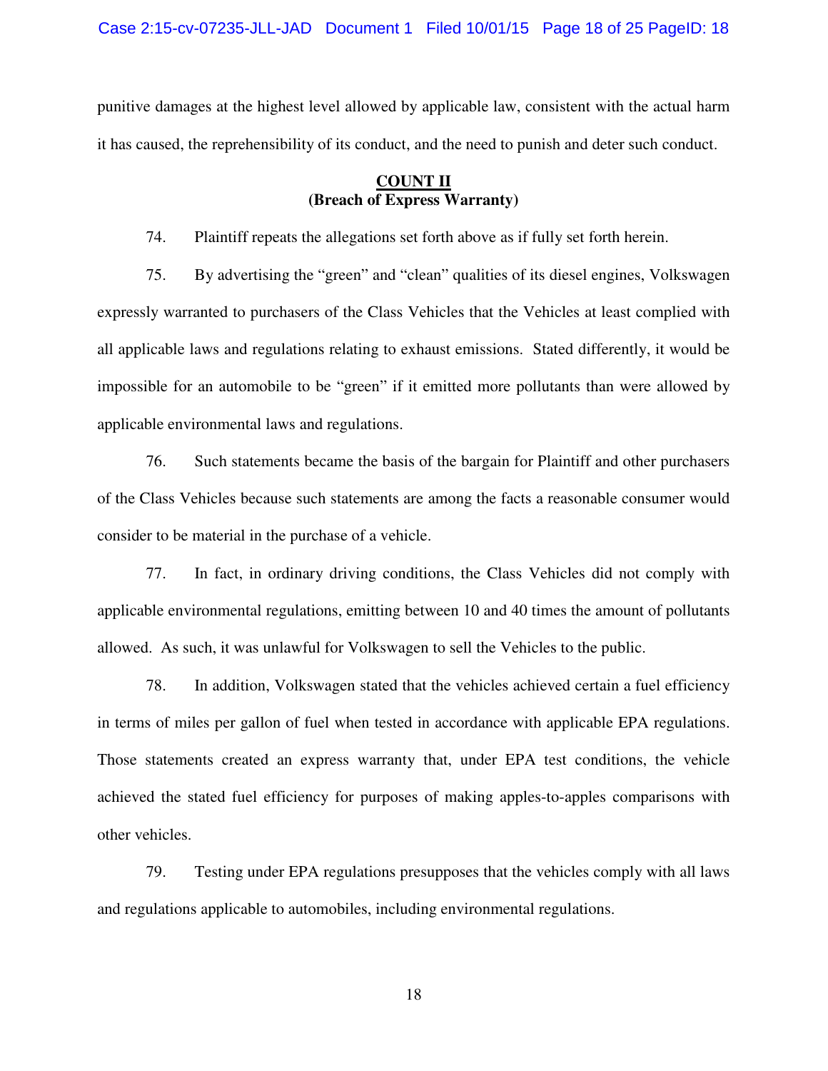punitive damages at the highest level allowed by applicable law, consistent with the actual harm it has caused, the reprehensibility of its conduct, and the need to punish and deter such conduct.

**COUNT II**
**(Breach of Express Warranty)**

74. Plaintiff repeats the allegations set forth above as if fully set forth herein.

75. By advertising the "green" and "clean" qualities of its diesel engines, Volkswagen expressly warranted to purchasers of the Class Vehicles that the Vehicles at least complied with all applicable laws and regulations relating to exhaust emissions. Stated differently, it would be impossible for an automobile to be "green" if it emitted more pollutants than were allowed by applicable environmental laws and regulations.

76. Such statements became the basis of the bargain for Plaintiff and other purchasers of the Class Vehicles because such statements are among the facts a reasonable consumer would consider to be material in the purchase of a vehicle.

77. In fact, in ordinary driving conditions, the Class Vehicles did not comply with applicable environmental regulations, emitting between 10 and 40 times the amount of pollutants allowed. As such, it was unlawful for Volkswagen to sell the Vehicles to the public.

78. In addition, Volkswagen stated that the vehicles achieved certain a fuel efficiency in terms of miles per gallon of fuel when tested in accordance with applicable EPA regulations. Those statements created an express warranty that, under EPA test conditions, the vehicle achieved the stated fuel efficiency for purposes of making apples-to-apples comparisons with other vehicles.

79. Testing under EPA regulations presupposes that the vehicles comply with all laws and regulations applicable to automobiles, including environmental regulations.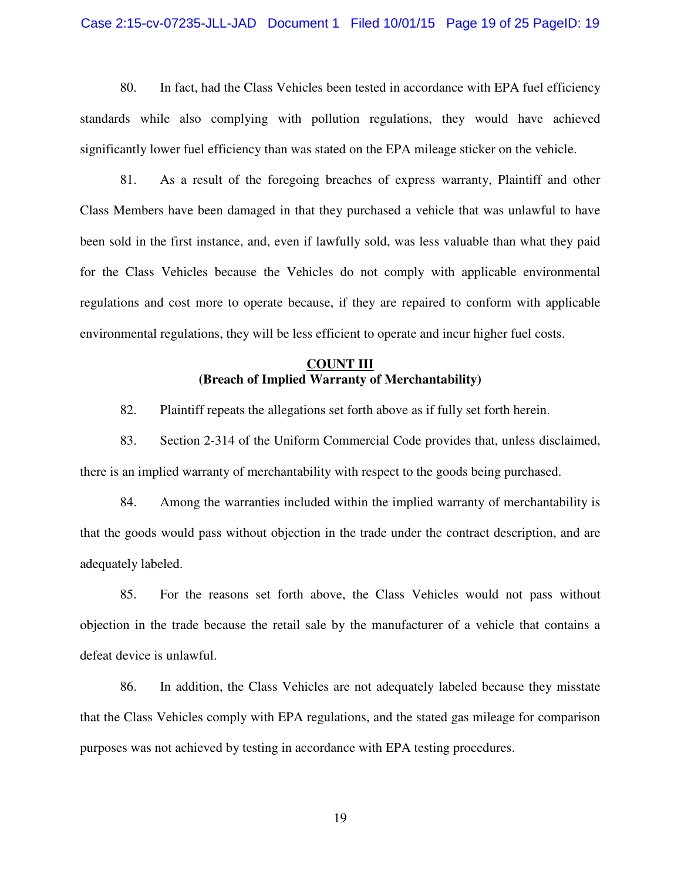80. In fact, had the Class Vehicles been tested in accordance with EPA fuel efficiency standards while also complying with pollution regulations, they would have achieved significantly lower fuel efficiency than was stated on the EPA mileage sticker on the vehicle.

81. As a result of the foregoing breaches of express warranty, Plaintiff and other Class Members have been damaged in that they purchased a vehicle that was unlawful to have been sold in the first instance, and, even if lawfully sold, was less valuable than what they paid for the Class Vehicles because the Vehicles do not comply with applicable environmental regulations and cost more to operate because, if they are repaired to conform with applicable environmental regulations, they will be less efficient to operate and incur higher fuel costs.

## COUNT III
**(Breach of Implied Warranty of Merchantability)**

82. Plaintiff repeats the allegations set forth above as if fully set forth herein.

83. Section 2-314 of the Uniform Commercial Code provides that, unless disclaimed, there is an implied warranty of merchantability with respect to the goods being purchased.

84. Among the warranties included within the implied warranty of merchantability is that the goods would pass without objection in the trade under the contract description, and are adequately labeled.

85. For the reasons set forth above, the Class Vehicles would not pass without objection in the trade because the retail sale by the manufacturer of a vehicle that contains a defeat device is unlawful.

86. In addition, the Class Vehicles are not adequately labeled because they misstate that the Class Vehicles comply with EPA regulations, and the stated gas mileage for comparison purposes was not achieved by testing in accordance with EPA testing procedures.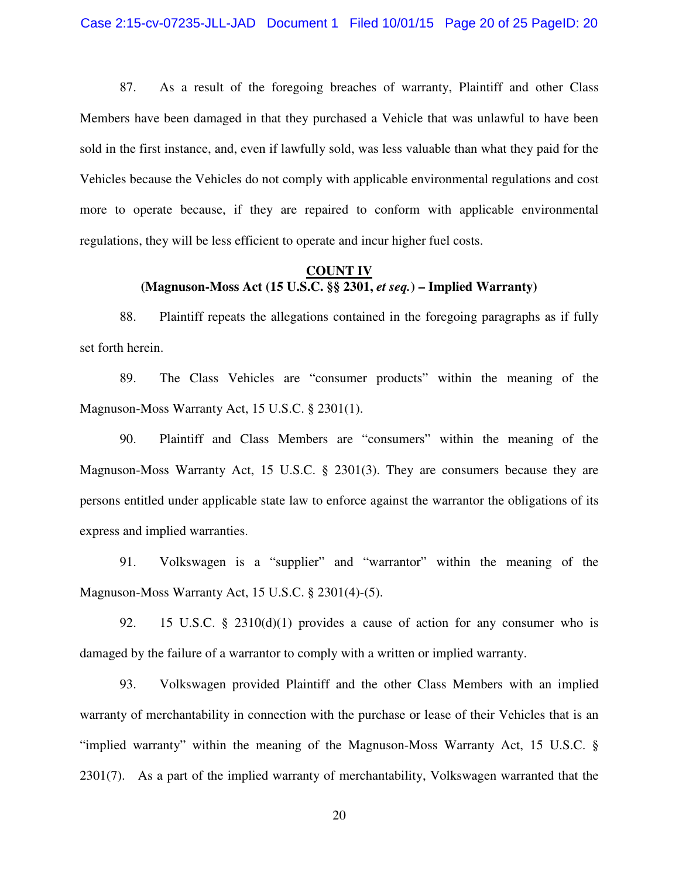87. As a result of the foregoing breaches of warranty, Plaintiff and other Class Members have been damaged in that they purchased a Vehicle that was unlawful to have been sold in the first instance, and, even if lawfully sold, was less valuable than what they paid for the Vehicles because the Vehicles do not comply with applicable environmental regulations and cost more to operate because, if they are repaired to conform with applicable environmental regulations, they will be less efficient to operate and incur higher fuel costs.

## COUNT IV
### (Magnuson-Moss Act (15 U.S.C. §§ 2301, *et seq.*) – Implied Warranty)

88. Plaintiff repeats the allegations contained in the foregoing paragraphs as if fully set forth herein.

89. The Class Vehicles are "consumer products" within the meaning of the Magnuson-Moss Warranty Act, 15 U.S.C. § 2301(1).

90. Plaintiff and Class Members are "consumers" within the meaning of the Magnuson-Moss Warranty Act, 15 U.S.C. § 2301(3). They are consumers because they are persons entitled under applicable state law to enforce against the warrantor the obligations of its express and implied warranties.

91. Volkswagen is a "supplier" and "warrantor" within the meaning of the Magnuson-Moss Warranty Act, 15 U.S.C. § 2301(4)-(5).

92. 15 U.S.C. § 2310(d)(1) provides a cause of action for any consumer who is damaged by the failure of a warrantor to comply with a written or implied warranty.

93. Volkswagen provided Plaintiff and the other Class Members with an implied warranty of merchantability in connection with the purchase or lease of their Vehicles that is an "implied warranty" within the meaning of the Magnuson-Moss Warranty Act, 15 U.S.C. § 2301(7). As a part of the implied warranty of merchantability, Volkswagen warranted that the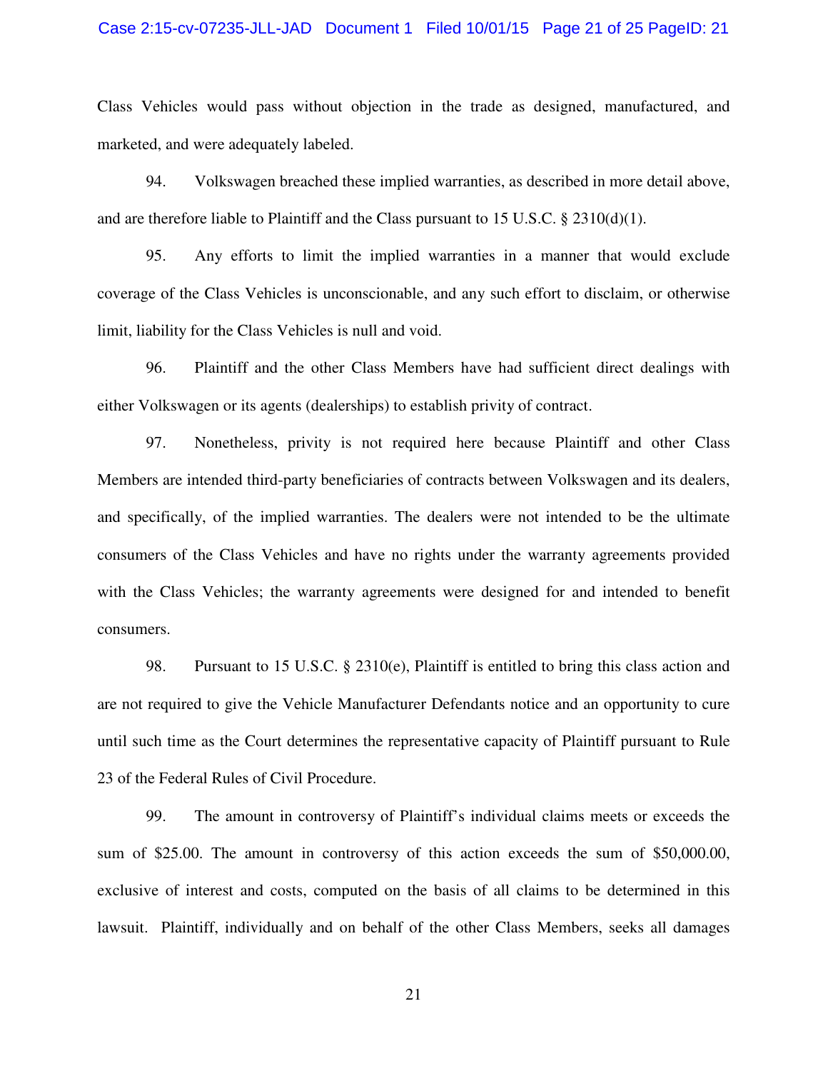Class Vehicles would pass without objection in the trade as designed, manufactured, and marketed, and were adequately labeled.

94. Volkswagen breached these implied warranties, as described in more detail above, and are therefore liable to Plaintiff and the Class pursuant to 15 U.S.C. § 2310(d)(1).

95. Any efforts to limit the implied warranties in a manner that would exclude coverage of the Class Vehicles is unconscionable, and any such effort to disclaim, or otherwise limit, liability for the Class Vehicles is null and void.

96. Plaintiff and the other Class Members have had sufficient direct dealings with either Volkswagen or its agents (dealerships) to establish privity of contract.

97. Nonetheless, privity is not required here because Plaintiff and other Class Members are intended third-party beneficiaries of contracts between Volkswagen and its dealers, and specifically, of the implied warranties. The dealers were not intended to be the ultimate consumers of the Class Vehicles and have no rights under the warranty agreements provided with the Class Vehicles; the warranty agreements were designed for and intended to benefit consumers.

98. Pursuant to 15 U.S.C. § 2310(e), Plaintiff is entitled to bring this class action and are not required to give the Vehicle Manufacturer Defendants notice and an opportunity to cure until such time as the Court determines the representative capacity of Plaintiff pursuant to Rule 23 of the Federal Rules of Civil Procedure.

99. The amount in controversy of Plaintiff's individual claims meets or exceeds the sum of $25.00. The amount in controversy of this action exceeds the sum of $50,000.00, exclusive of interest and costs, computed on the basis of all claims to be determined in this lawsuit. Plaintiff, individually and on behalf of the other Class Members, seeks all damages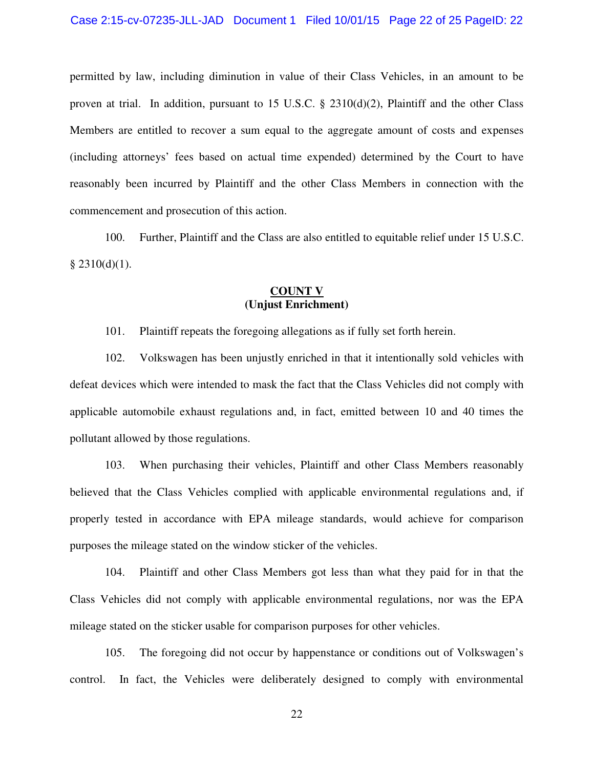permitted by law, including diminution in value of their Class Vehicles, in an amount to be proven at trial. In addition, pursuant to 15 U.S.C. § 2310(d)(2), Plaintiff and the other Class Members are entitled to recover a sum equal to the aggregate amount of costs and expenses (including attorneys' fees based on actual time expended) determined by the Court to have reasonably been incurred by Plaintiff and the other Class Members in connection with the commencement and prosecution of this action.

100. Further, Plaintiff and the Class are also entitled to equitable relief under 15 U.S.C. § 2310(d)(1).

## COUNT V
### (Unjust Enrichment)

101. Plaintiff repeats the foregoing allegations as if fully set forth herein.

102. Volkswagen has been unjustly enriched in that it intentionally sold vehicles with defeat devices which were intended to mask the fact that the Class Vehicles did not comply with applicable automobile exhaust regulations and, in fact, emitted between 10 and 40 times the pollutant allowed by those regulations.

103. When purchasing their vehicles, Plaintiff and other Class Members reasonably believed that the Class Vehicles complied with applicable environmental regulations and, if properly tested in accordance with EPA mileage standards, would achieve for comparison purposes the mileage stated on the window sticker of the vehicles.

104. Plaintiff and other Class Members got less than what they paid for in that the Class Vehicles did not comply with applicable environmental regulations, nor was the EPA mileage stated on the sticker usable for comparison purposes for other vehicles.

105. The foregoing did not occur by happenstance or conditions out of Volkswagen's control. In fact, the Vehicles were deliberately designed to comply with environmental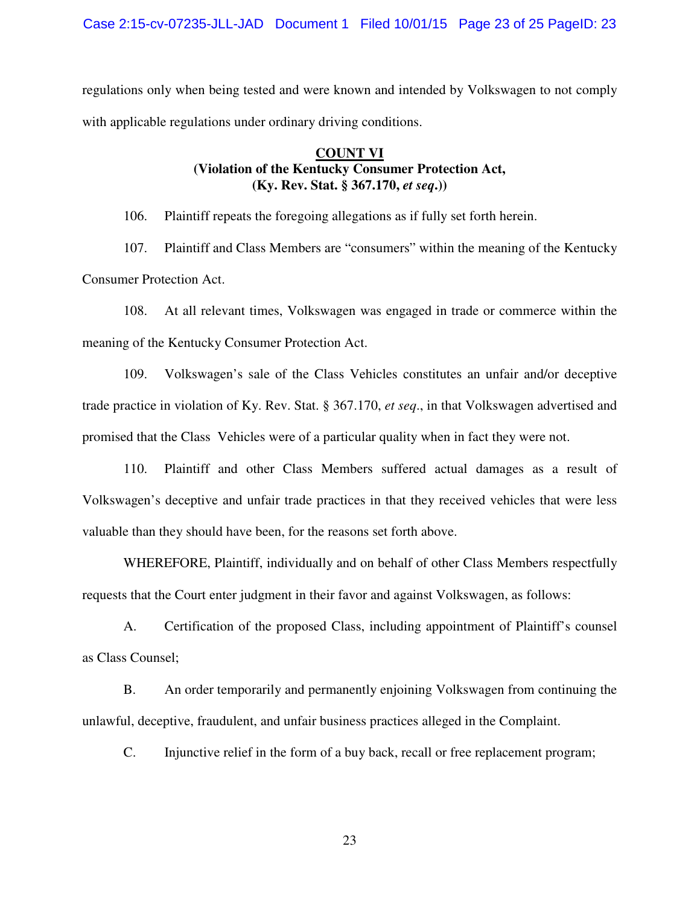regulations only when being tested and were known and intended by Volkswagen to not comply with applicable regulations under ordinary driving conditions.

**COUNT VI**
**(Violation of the Kentucky Consumer Protection Act,**
**(Ky. Rev. Stat. § 367.170, *et seq*.))**

106. Plaintiff repeats the foregoing allegations as if fully set forth herein.

107. Plaintiff and Class Members are “consumers” within the meaning of the Kentucky Consumer Protection Act.

108. At all relevant times, Volkswagen was engaged in trade or commerce within the meaning of the Kentucky Consumer Protection Act.

109. Volkswagen’s sale of the Class Vehicles constitutes an unfair and/or deceptive trade practice in violation of Ky. Rev. Stat. § 367.170, *et seq*., in that Volkswagen advertised and promised that the Class Vehicles were of a particular quality when in fact they were not.

110. Plaintiff and other Class Members suffered actual damages as a result of Volkswagen’s deceptive and unfair trade practices in that they received vehicles that were less valuable than they should have been, for the reasons set forth above.

WHEREFORE, Plaintiff, individually and on behalf of other Class Members respectfully requests that the Court enter judgment in their favor and against Volkswagen, as follows:

A. Certification of the proposed Class, including appointment of Plaintiff’s counsel as Class Counsel;

B. An order temporarily and permanently enjoining Volkswagen from continuing the unlawful, deceptive, fraudulent, and unfair business practices alleged in the Complaint.

C. Injunctive relief in the form of a buy back, recall or free replacement program;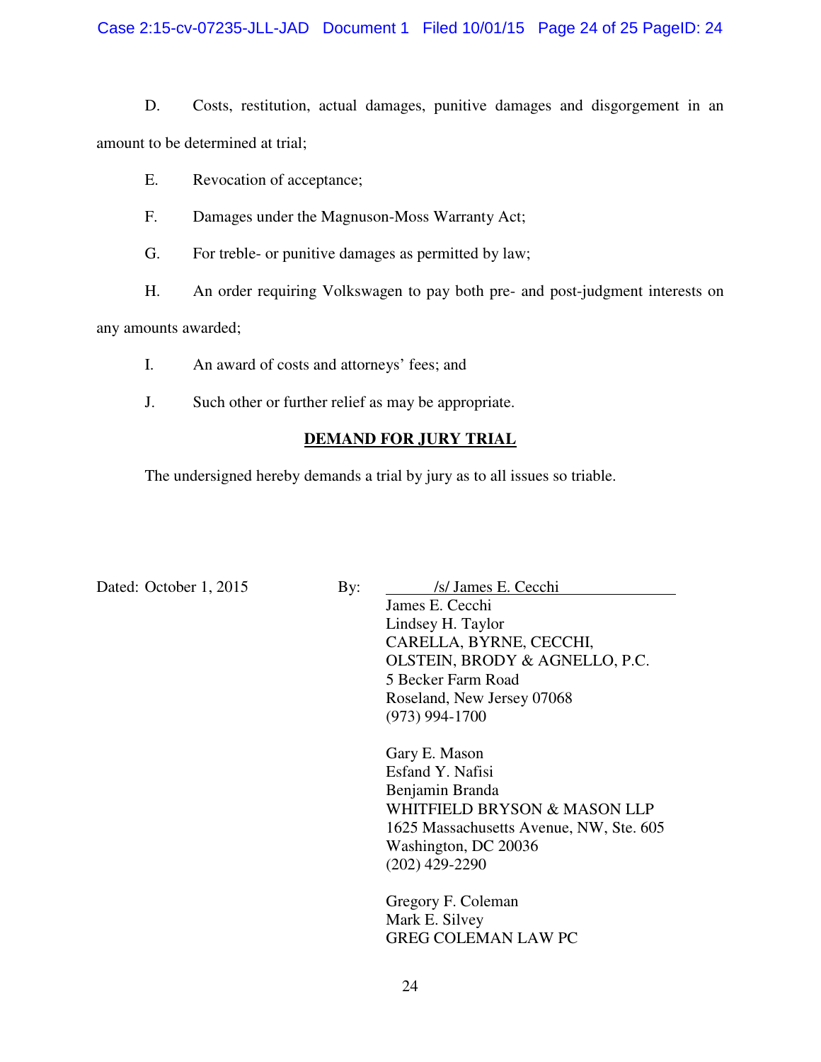D. Costs, restitution, actual damages, punitive damages and disgorgement in an amount to be determined at trial;

E. Revocation of acceptance;

F. Damages under the Magnuson-Moss Warranty Act;

G. For treble- or punitive damages as permitted by law;

H. An order requiring Volkswagen to pay both pre- and post-judgment interests on any amounts awarded;

I. An award of costs and attorneys' fees; and

J. Such other or further relief as may be appropriate.

**DEMAND FOR JURY TRIAL**

The undersigned hereby demands a trial by jury as to all issues so triable.

Dated: October 1, 2015

By: /s/ James E. Cecchi

James E. Cecchi
Lindsey H. Taylor
CARELLA, BYRNE, CECCHI,
OLSTEIN, BRODY & AGNELLO, P.C.
5 Becker Farm Road
Roseland, New Jersey 07068
(973) 994-1700

Gary E. Mason
Esfand Y. Nafisi
Benjamin Branda
WHITFIELD BRYSON & MASON LLP
1625 Massachusetts Avenue, NW, Ste. 605
Washington, DC 20036
(202) 429-2290

Gregory F. Coleman
Mark E. Silvey
GREG COLEMAN LAW PC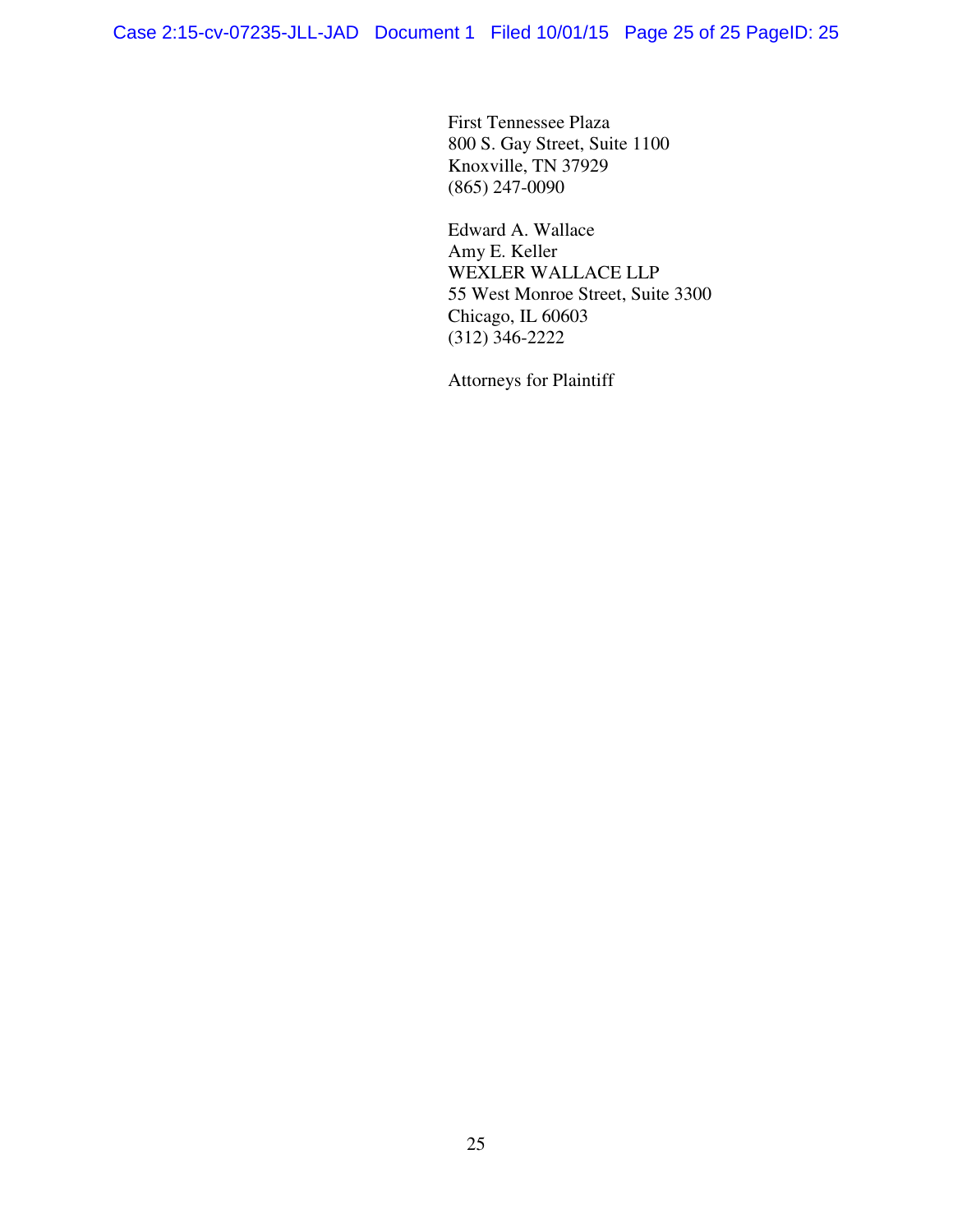First Tennessee Plaza
800 S. Gay Street, Suite 1100
Knoxville, TN 37929
(865) 247-0090

Edward A. Wallace
Amy E. Keller
WEXLER WALLACE LLP
55 West Monroe Street, Suite 3300
Chicago, IL 60603
(312) 346-2222

Attorneys for Plaintiff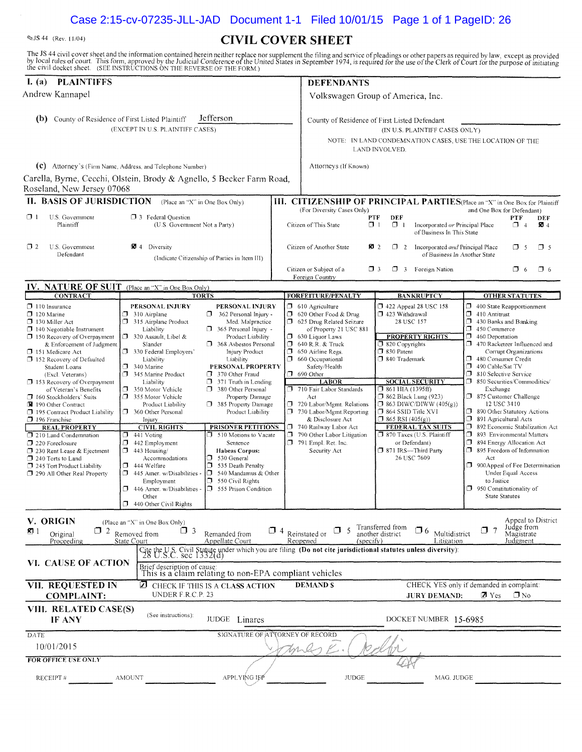JS 44 (Rev. 11/04)

# CIVIL COVER SHEET

The JS 44 civil cover sheet and the information contained herein neither replace nor supplement the filing and service of pleadings or other papers as required by law, except as provided by local rules of court. This form, approved by the Judicial Conference of the United States in September 1974, is required for the use of the Clerk of Court for the purpose of initiating the civil docket sheet. (SEE INSTRUCTIONS ON THE REVERSE OF THE FORM.)

## I. (a) PLAINTIFFS

Andrew Kannapel

**(b)** County of Residence of First Listed Plaintiff: Jefferson
(EXCEPT IN U.S. PLAINTIFF CASES)

**(c)** Attorney's (Firm Name, Address, and Telephone Number)
Carella, Byrne, Cecchi, Olstein, Brody & Agnello, 5 Becker Farm Road, Roseland, New Jersey 07068

## DEFENDANTS

Volkswagen Group of America, Inc.

County of Residence of First Listed Defendant
(IN U.S. PLAINTIFF CASES ONLY)

NOTE: IN LAND CONDEMNATION CASES, USE THE LOCATION OF THE LAND INVOLVED.

Attorneys (If Known)

## II. BASIS OF JURISDICTION (Place an "X" in One Box Only)

- ☐ 1 U.S. Government Plaintiff
- ☐ 3 Federal Question (U.S. Government Not a Party)
- ☐ 2 U.S. Government Defendant
- ☒ 4 Diversity (Indicate Citizenship of Parties in Item III)

## III. CITIZENSHIP OF PRINCIPAL PARTIES (Place an "X" in One Box for Plaintiff and One Box for Defendant) (For Diversity Cases Only)

| | PTF | DEF | | PTF | DEF |
|---|---|---|---|---|---|
| Citizen of This State | ☐ 1 | ☐ 1 | Incorporated *or* Principal Place of Business In This State | ☐ 4 | ☒ 4 |
| Citizen of Another State | ☒ 2 | ☐ 2 | Incorporated *and* Principal Place of Business In Another State | ☐ 5 | ☐ 5 |
| Citizen or Subject of a Foreign Country | ☐ 3 | ☐ 3 | Foreign Nation | ☐ 6 | ☐ 6 |

## IV. NATURE OF SUIT (Place an "X" in One Box Only)

**CONTRACT:** ☐ 110 Insurance; ☐ 120 Marine; ☐ 130 Miller Act; ☐ 140 Negotiable Instrument; ☐ 150 Recovery of Overpayment & Enforcement of Judgment; ☐ 151 Medicare Act; ☐ 152 Recovery of Defaulted Student Loans (Excl. Veterans); ☐ 153 Recovery of Overpayment of Veteran's Benefits; ☐ 160 Stockholders' Suits; ☒ 190 Other Contract; ☐ 195 Contract Product Liability; ☐ 196 Franchise

**REAL PROPERTY:** ☐ 210 Land Condemnation; ☐ 220 Foreclosure; ☐ 230 Rent Lease & Ejectment; ☐ 240 Torts to Land; ☐ 245 Tort Product Liability; ☐ 290 All Other Real Property

**TORTS — PERSONAL INJURY:** ☐ 310 Airplane; ☐ 315 Airplane Product Liability; ☐ 320 Assault, Libel & Slander; ☐ 330 Federal Employers' Liability; ☐ 340 Marine; ☐ 345 Marine Product Liability; ☐ 350 Motor Vehicle; ☐ 355 Motor Vehicle Product Liability; ☐ 360 Other Personal Injury

**PERSONAL INJURY:** ☐ 362 Personal Injury - Med. Malpractice; ☐ 365 Personal Injury - Product Liability; ☐ 368 Asbestos Personal Injury Product Liability

**PERSONAL PROPERTY:** ☐ 370 Other Fraud; ☐ 371 Truth in Lending; ☐ 380 Other Personal Property Damage; ☐ 385 Property Damage Product Liability

**CIVIL RIGHTS:** ☐ 441 Voting; ☐ 442 Employment; ☐ 443 Housing/Accommodations; ☐ 444 Welfare; ☐ 445 Amer. w/Disabilities - Employment; ☐ 446 Amer. w/Disabilities - Other; ☐ 440 Other Civil Rights

**PRISONER PETITIONS:** ☐ 510 Motions to Vacate Sentence; Habeas Corpus: ☐ 530 General; ☐ 535 Death Penalty; ☐ 540 Mandamus & Other; ☐ 550 Civil Rights; ☐ 555 Prison Condition

**FORFEITURE/PENALTY:** ☐ 610 Agriculture; ☐ 620 Other Food & Drug; ☐ 625 Drug Related Seizure of Property 21 USC 881; ☐ 630 Liquor Laws; ☐ 640 R.R. & Truck; ☐ 650 Airline Regs.; ☐ 660 Occupational Safety/Health; ☐ 690 Other

**LABOR:** ☐ 710 Fair Labor Standards Act; ☐ 720 Labor/Mgmt. Relations; ☐ 730 Labor/Mgmt.Reporting & Disclosure Act; ☐ 740 Railway Labor Act; ☐ 790 Other Labor Litigation; ☐ 791 Empl. Ret. Inc. Security Act

**BANKRUPTCY:** ☐ 422 Appeal 28 USC 158; ☐ 423 Withdrawal 28 USC 157

**PROPERTY RIGHTS:** ☐ 820 Copyrights; ☐ 830 Patent; ☐ 840 Trademark

**SOCIAL SECURITY:** ☐ 861 HIA (1395ff); ☐ 862 Black Lung (923); ☐ 863 DIWC/DIWW (405(g)); ☐ 864 SSID Title XVI; ☐ 865 RSI (405(g))

**FEDERAL TAX SUITS:** ☐ 870 Taxes (U.S. Plaintiff or Defendant); ☐ 871 IRS—Third Party 26 USC 7609

**OTHER STATUTES:** ☐ 400 State Reapportionment; ☐ 410 Antitrust; ☐ 430 Banks and Banking; ☐ 450 Commerce; ☐ 460 Deportation; ☐ 470 Racketeer Influenced and Corrupt Organizations; ☐ 480 Consumer Credit; ☐ 490 Cable/Sat TV; ☐ 810 Selective Service; ☐ 850 Securities/Commodities/Exchange; ☐ 875 Customer Challenge 12 USC 3410; ☐ 890 Other Statutory Actions; ☐ 891 Agricultural Acts; ☐ 892 Economic Stabilization Act; ☐ 893 Environmental Matters; ☐ 894 Energy Allocation Act; ☐ 895 Freedom of Information Act; ☐ 900 Appeal of Fee Determination Under Equal Access to Justice; ☐ 950 Constitutionality of State Statutes

## V. ORIGIN (Place an "X" in One Box Only)

☒ 1 Original Proceeding; ☐ 2 Removed from State Court; ☐ 3 Remanded from Appellate Court; ☐ 4 Reinstated or Reopened; ☐ 5 Transferred from another district (specify); ☐ 6 Multidistrict Litigation; ☐ 7 Appeal to District Judge from Magistrate Judgment

## VI. CAUSE OF ACTION

Cite the U.S. Civil Statute under which you are filing (**Do not cite jurisdictional statutes unless diversity**): 28 U.S.C. sec 1332(d)

Brief description of cause: This is a claim relating to non-EPA compliant vehicles

## VII. REQUESTED IN COMPLAINT:

☑ CHECK IF THIS IS A CLASS ACTION UNDER F.R.C.P. 23

DEMAND $

CHECK YES only if demanded in complaint: JURY DEMAND: ☑ Yes ☐ No

## VIII. RELATED CASE(S) IF ANY

(See instructions): JUDGE Linares DOCKET NUMBER 15-6985

DATE: 10/01/2015

SIGNATURE OF ATTORNEY OF RECORD: James E. Cecchi

**FOR OFFICE USE ONLY**

RECEIPT # ______ AMOUNT ______ APPLYING IFP ______ JUDGE ______ MAG. JUDGE ______